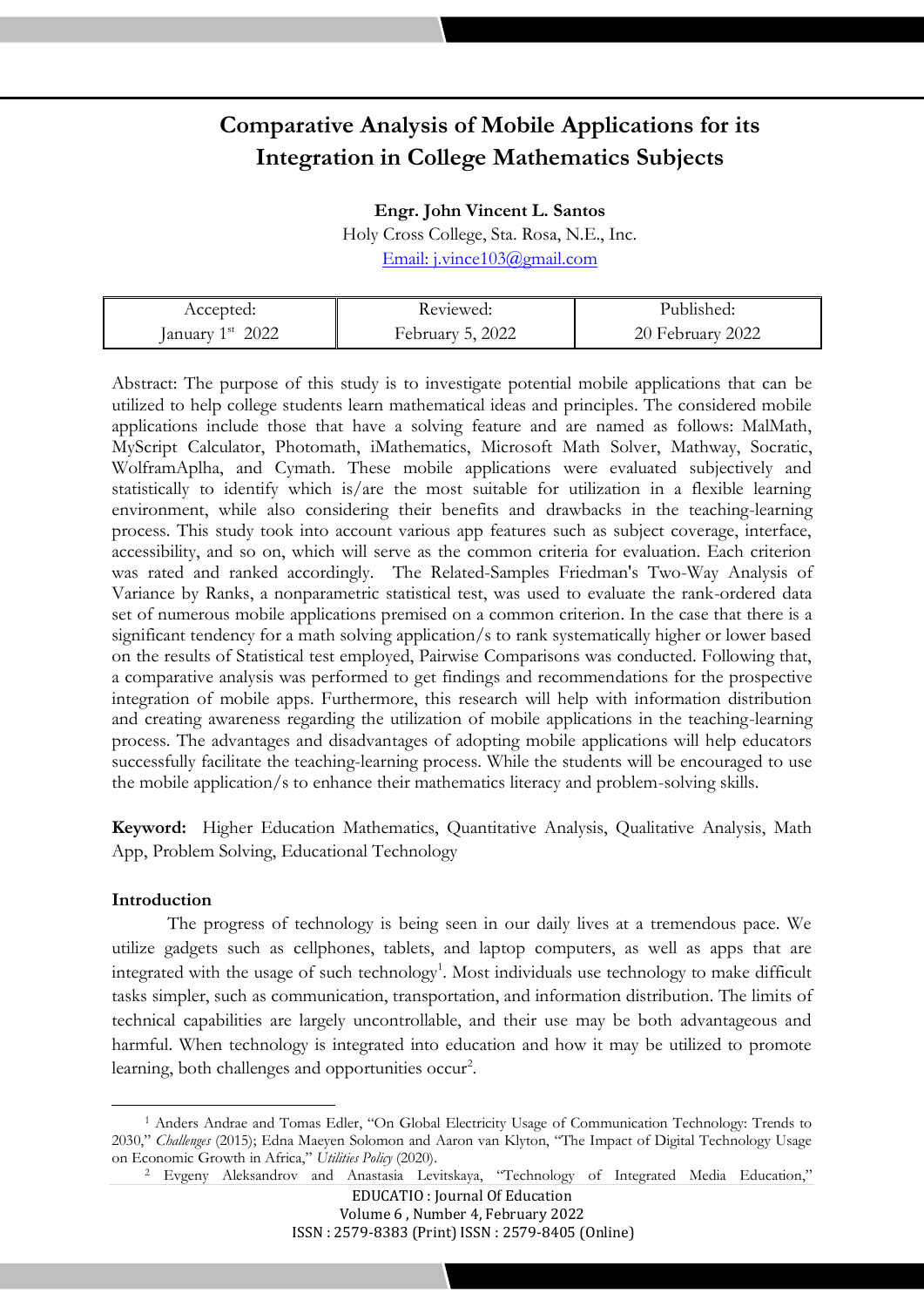# Comparative Analysis of Mobile Applications for its Integration in College Mathematics Subjects

**Engr. John Vincent L. Santos**
Holy Cross College, Sta. Rosa, N.E., Inc.
Email: j.vince103@gmail.com

| Accepted: January 1st 2022 | Reviewed: February 5, 2022 | Published: 20 February 2022 |
|---|---|---|

Abstract: The purpose of this study is to investigate potential mobile applications that can be utilized to help college students learn mathematical ideas and principles. The considered mobile applications include those that have a solving feature and are named as follows: MalMath, MyScript Calculator, Photomath, iMathematics, Microsoft Math Solver, Mathway, Socratic, WolframAplha, and Cymath. These mobile applications were evaluated subjectively and statistically to identify which is/are the most suitable for utilization in a flexible learning environment, while also considering their benefits and drawbacks in the teaching-learning process. This study took into account various app features such as subject coverage, interface, accessibility, and so on, which will serve as the common criteria for evaluation. Each criterion was rated and ranked accordingly. The Related-Samples Friedman's Two-Way Analysis of Variance by Ranks, a nonparametric statistical test, was used to evaluate the rank-ordered data set of numerous mobile applications premised on a common criterion. In the case that there is a significant tendency for a math solving application/s to rank systematically higher or lower based on the results of Statistical test employed, Pairwise Comparisons was conducted. Following that, a comparative analysis was performed to get findings and recommendations for the prospective integration of mobile apps. Furthermore, this research will help with information distribution and creating awareness regarding the utilization of mobile applications in the teaching-learning process. The advantages and disadvantages of adopting mobile applications will help educators successfully facilitate the teaching-learning process. While the students will be encouraged to use the mobile application/s to enhance their mathematics literacy and problem-solving skills.

**Keyword:** Higher Education Mathematics, Quantitative Analysis, Qualitative Analysis, Math App, Problem Solving, Educational Technology

## Introduction

The progress of technology is being seen in our daily lives at a tremendous pace. We utilize gadgets such as cellphones, tablets, and laptop computers, as well as apps that are integrated with the usage of such technology[1]. Most individuals use technology to make difficult tasks simpler, such as communication, transportation, and information distribution. The limits of technical capabilities are largely uncontrollable, and their use may be both advantageous and harmful. When technology is integrated into education and how it may be utilized to promote learning, both challenges and opportunities occur[2].

[1] Anders Andrae and Tomas Edler, "On Global Electricity Usage of Communication Technology: Trends to 2030," *Challenges* (2015); Edna Maeyen Solomon and Aaron van Klyton, "The Impact of Digital Technology Usage on Economic Growth in Africa," *Utilities Policy* (2020).

[2] Evgeny Aleksandrov and Anastasia Levitskaya, "Technology of Integrated Media Education,"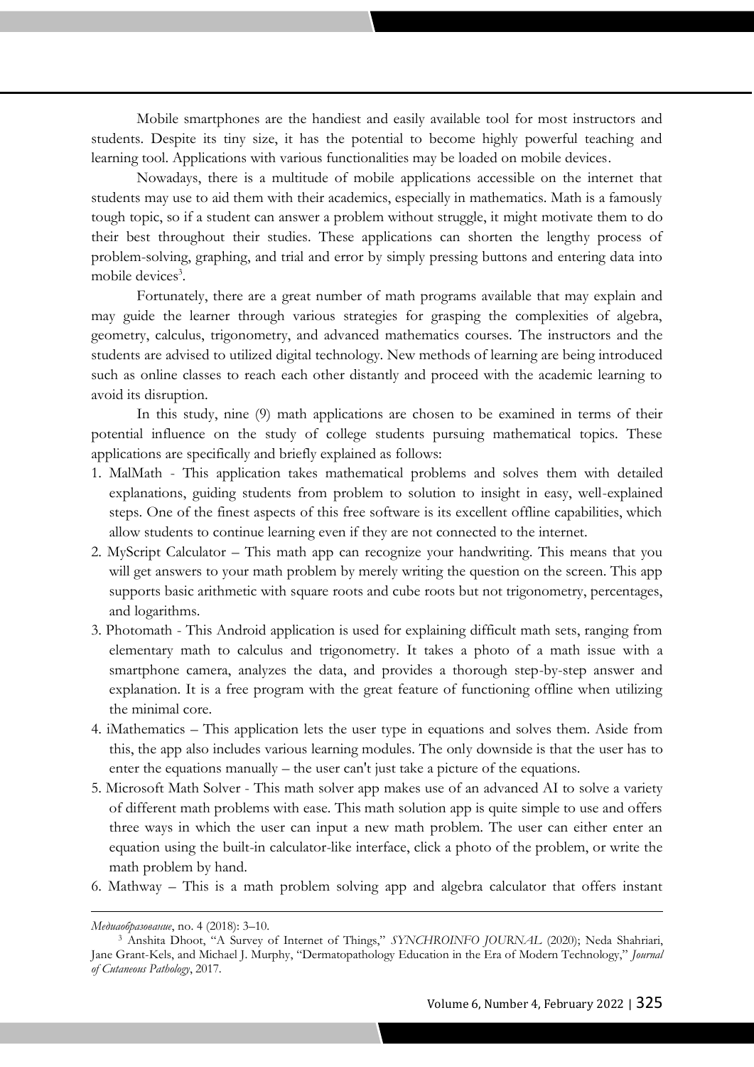Mobile smartphones are the handiest and easily available tool for most instructors and students. Despite its tiny size, it has the potential to become highly powerful teaching and learning tool. Applications with various functionalities may be loaded on mobile devices.

Nowadays, there is a multitude of mobile applications accessible on the internet that students may use to aid them with their academics, especially in mathematics. Math is a famously tough topic, so if a student can answer a problem without struggle, it might motivate them to do their best throughout their studies. These applications can shorten the lengthy process of problem-solving, graphing, and trial and error by simply pressing buttons and entering data into mobile devices[3].

Fortunately, there are a great number of math programs available that may explain and may guide the learner through various strategies for grasping the complexities of algebra, geometry, calculus, trigonometry, and advanced mathematics courses. The instructors and the students are advised to utilized digital technology. New methods of learning are being introduced such as online classes to reach each other distantly and proceed with the academic learning to avoid its disruption.

In this study, nine (9) math applications are chosen to be examined in terms of their potential influence on the study of college students pursuing mathematical topics. These applications are specifically and briefly explained as follows:

1. MalMath - This application takes mathematical problems and solves them with detailed explanations, guiding students from problem to solution to insight in easy, well-explained steps. One of the finest aspects of this free software is its excellent offline capabilities, which allow students to continue learning even if they are not connected to the internet.
2. MyScript Calculator – This math app can recognize your handwriting. This means that you will get answers to your math problem by merely writing the question on the screen. This app supports basic arithmetic with square roots and cube roots but not trigonometry, percentages, and logarithms.
3. Photomath - This Android application is used for explaining difficult math sets, ranging from elementary math to calculus and trigonometry. It takes a photo of a math issue with a smartphone camera, analyzes the data, and provides a thorough step-by-step answer and explanation. It is a free program with the great feature of functioning offline when utilizing the minimal core.
4. iMathematics – This application lets the user type in equations and solves them. Aside from this, the app also includes various learning modules. The only downside is that the user has to enter the equations manually – the user can't just take a picture of the equations.
5. Microsoft Math Solver - This math solver app makes use of an advanced AI to solve a variety of different math problems with ease. This math solution app is quite simple to use and offers three ways in which the user can input a new math problem. The user can either enter an equation using the built-in calculator-like interface, click a photo of the problem, or write the math problem by hand.
6. Mathway – This is a math problem solving app and algebra calculator that offers instant

---

*Медиаобразование*, no. 4 (2018): 3–10.

[3] Anshita Dhoot, "A Survey of Internet of Things," *SYNCHROINFO JOURNAL* (2020); Neda Shahriari, Jane Grant-Kels, and Michael J. Murphy, "Dermatopathology Education in the Era of Modern Technology," *Journal of Cutaneous Pathology*, 2017.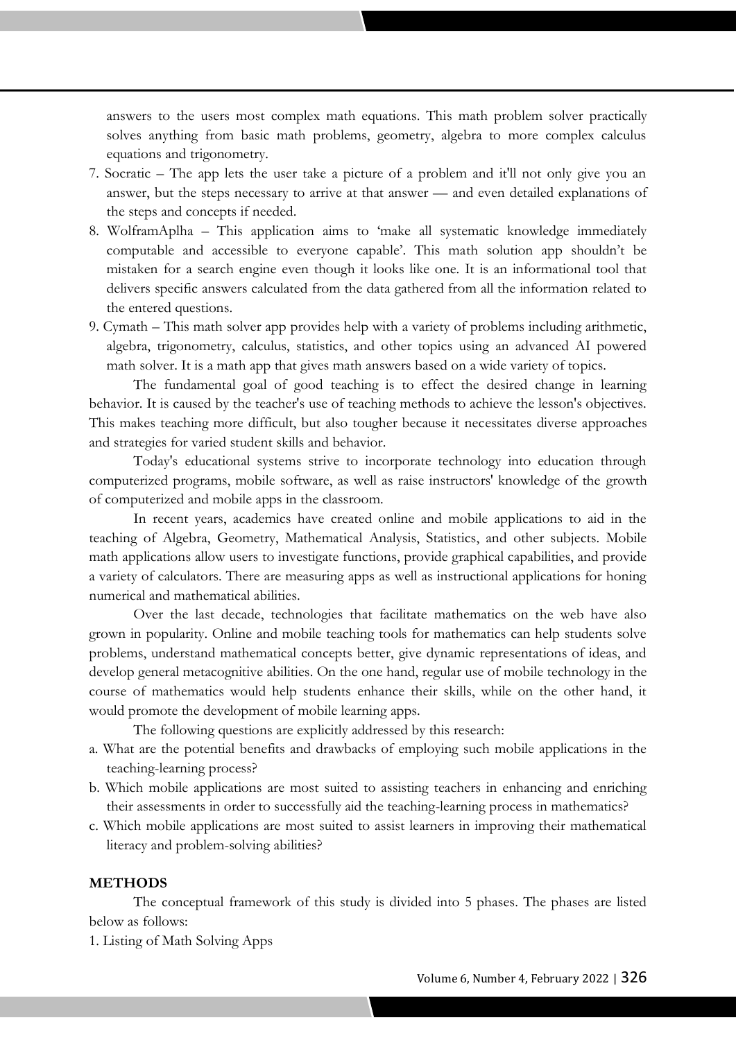answers to the users most complex math equations. This math problem solver practically solves anything from basic math problems, geometry, algebra to more complex calculus equations and trigonometry.

7. Socratic – The app lets the user take a picture of a problem and it'll not only give you an answer, but the steps necessary to arrive at that answer — and even detailed explanations of the steps and concepts if needed.
8. WolframAplha – This application aims to 'make all systematic knowledge immediately computable and accessible to everyone capable'. This math solution app shouldn't be mistaken for a search engine even though it looks like one. It is an informational tool that delivers specific answers calculated from the data gathered from all the information related to the entered questions.
9. Cymath – This math solver app provides help with a variety of problems including arithmetic, algebra, trigonometry, calculus, statistics, and other topics using an advanced AI powered math solver. It is a math app that gives math answers based on a wide variety of topics.

The fundamental goal of good teaching is to effect the desired change in learning behavior. It is caused by the teacher's use of teaching methods to achieve the lesson's objectives. This makes teaching more difficult, but also tougher because it necessitates diverse approaches and strategies for varied student skills and behavior.

Today's educational systems strive to incorporate technology into education through computerized programs, mobile software, as well as raise instructors' knowledge of the growth of computerized and mobile apps in the classroom.

In recent years, academics have created online and mobile applications to aid in the teaching of Algebra, Geometry, Mathematical Analysis, Statistics, and other subjects. Mobile math applications allow users to investigate functions, provide graphical capabilities, and provide a variety of calculators. There are measuring apps as well as instructional applications for honing numerical and mathematical abilities.

Over the last decade, technologies that facilitate mathematics on the web have also grown in popularity. Online and mobile teaching tools for mathematics can help students solve problems, understand mathematical concepts better, give dynamic representations of ideas, and develop general metacognitive abilities. On the one hand, regular use of mobile technology in the course of mathematics would help students enhance their skills, while on the other hand, it would promote the development of mobile learning apps.

The following questions are explicitly addressed by this research:

a. What are the potential benefits and drawbacks of employing such mobile applications in the teaching-learning process?
b. Which mobile applications are most suited to assisting teachers in enhancing and enriching their assessments in order to successfully aid the teaching-learning process in mathematics?
c. Which mobile applications are most suited to assist learners in improving their mathematical literacy and problem-solving abilities?

## METHODS

The conceptual framework of this study is divided into 5 phases. The phases are listed below as follows:

1. Listing of Math Solving Apps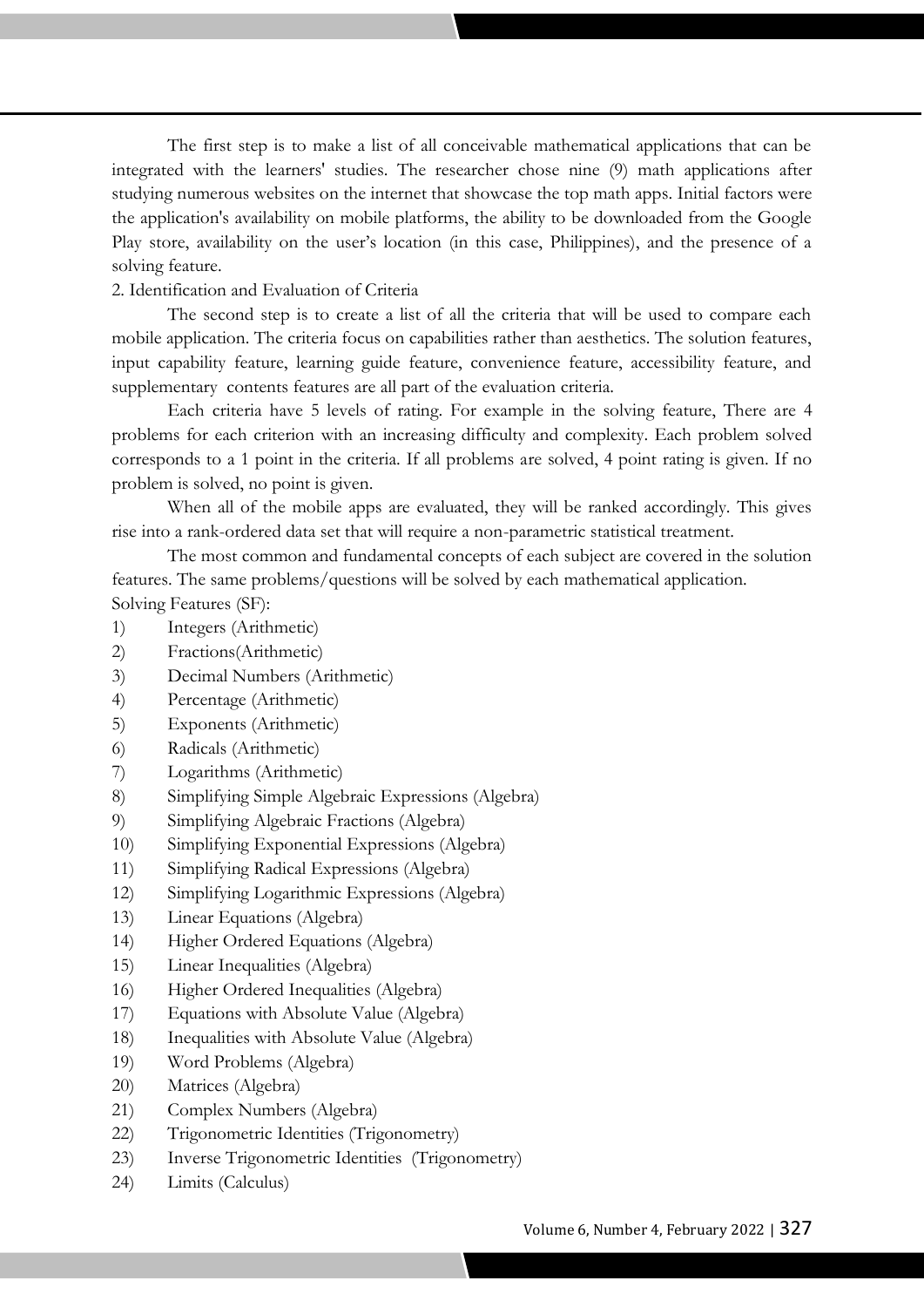The first step is to make a list of all conceivable mathematical applications that can be integrated with the learners' studies. The researcher chose nine (9) math applications after studying numerous websites on the internet that showcase the top math apps. Initial factors were the application's availability on mobile platforms, the ability to be downloaded from the Google Play store, availability on the user's location (in this case, Philippines), and the presence of a solving feature.

2. Identification and Evaluation of Criteria

The second step is to create a list of all the criteria that will be used to compare each mobile application. The criteria focus on capabilities rather than aesthetics. The solution features, input capability feature, learning guide feature, convenience feature, accessibility feature, and supplementary contents features are all part of the evaluation criteria.

Each criteria have 5 levels of rating. For example in the solving feature, There are 4 problems for each criterion with an increasing difficulty and complexity. Each problem solved corresponds to a 1 point in the criteria. If all problems are solved, 4 point rating is given. If no problem is solved, no point is given.

When all of the mobile apps are evaluated, they will be ranked accordingly. This gives rise into a rank-ordered data set that will require a non-parametric statistical treatment.

The most common and fundamental concepts of each subject are covered in the solution features. The same problems/questions will be solved by each mathematical application.

Solving Features (SF):

1) Integers (Arithmetic)
2) Fractions(Arithmetic)
3) Decimal Numbers (Arithmetic)
4) Percentage (Arithmetic)
5) Exponents (Arithmetic)
6) Radicals (Arithmetic)
7) Logarithms (Arithmetic)
8) Simplifying Simple Algebraic Expressions (Algebra)
9) Simplifying Algebraic Fractions (Algebra)
10) Simplifying Exponential Expressions (Algebra)
11) Simplifying Radical Expressions (Algebra)
12) Simplifying Logarithmic Expressions (Algebra)
13) Linear Equations (Algebra)
14) Higher Ordered Equations (Algebra)
15) Linear Inequalities (Algebra)
16) Higher Ordered Inequalities (Algebra)
17) Equations with Absolute Value (Algebra)
18) Inequalities with Absolute Value (Algebra)
19) Word Problems (Algebra)
20) Matrices (Algebra)
21) Complex Numbers (Algebra)
22) Trigonometric Identities (Trigonometry)
23) Inverse Trigonometric Identities (Trigonometry)
24) Limits (Calculus)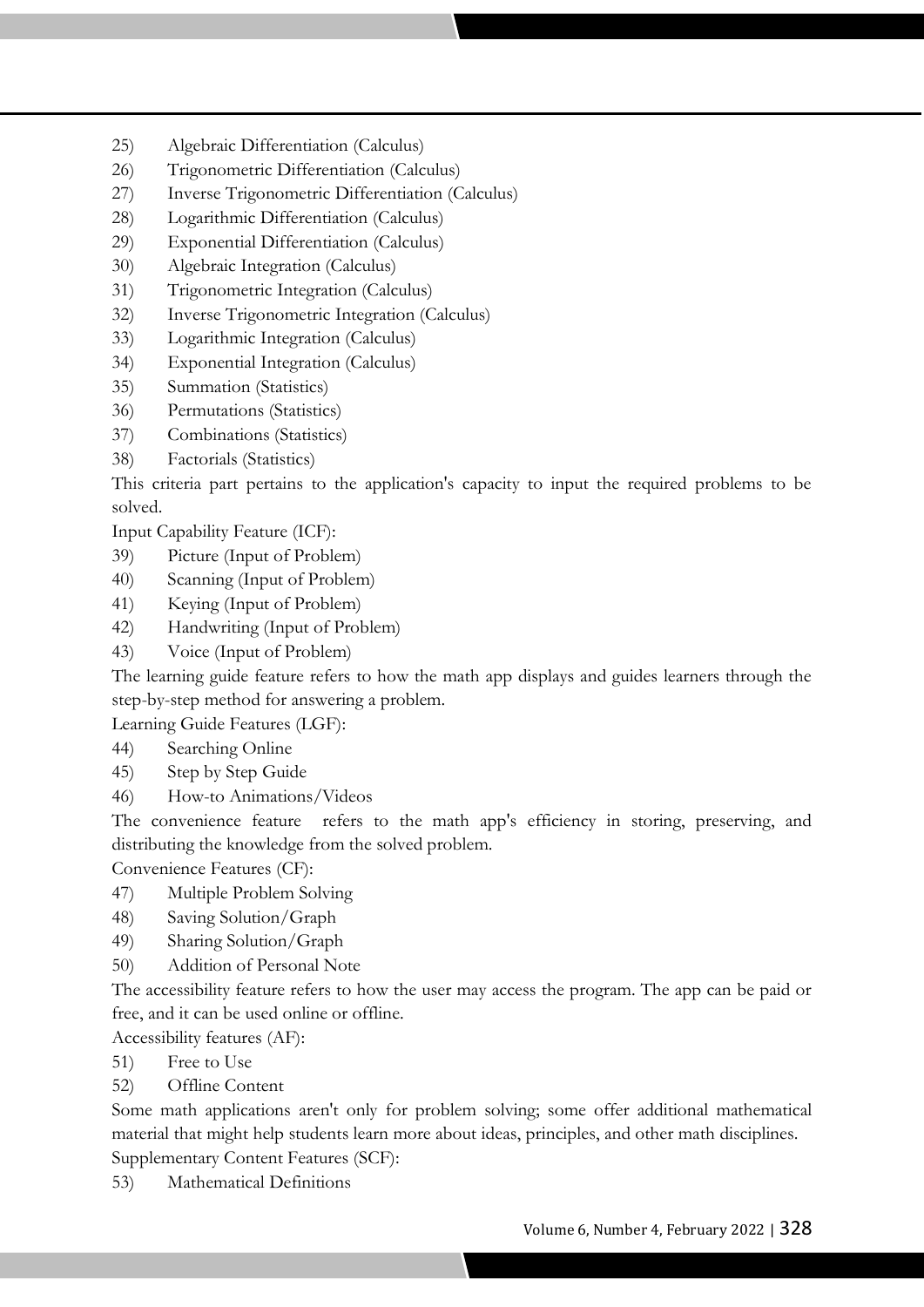25) Algebraic Differentiation (Calculus)
26) Trigonometric Differentiation (Calculus)
27) Inverse Trigonometric Differentiation (Calculus)
28) Logarithmic Differentiation (Calculus)
29) Exponential Differentiation (Calculus)
30) Algebraic Integration (Calculus)
31) Trigonometric Integration (Calculus)
32) Inverse Trigonometric Integration (Calculus)
33) Logarithmic Integration (Calculus)
34) Exponential Integration (Calculus)
35) Summation (Statistics)
36) Permutations (Statistics)
37) Combinations (Statistics)
38) Factorials (Statistics)

This criteria part pertains to the application's capacity to input the required problems to be solved.

Input Capability Feature (ICF):

39) Picture (Input of Problem)
40) Scanning (Input of Problem)
41) Keying (Input of Problem)
42) Handwriting (Input of Problem)
43) Voice (Input of Problem)

The learning guide feature refers to how the math app displays and guides learners through the step-by-step method for answering a problem.

Learning Guide Features (LGF):

44) Searching Online
45) Step by Step Guide
46) How-to Animations/Videos

The convenience feature refers to the math app's efficiency in storing, preserving, and distributing the knowledge from the solved problem.

Convenience Features (CF):

47) Multiple Problem Solving
48) Saving Solution/Graph
49) Sharing Solution/Graph
50) Addition of Personal Note

The accessibility feature refers to how the user may access the program. The app can be paid or free, and it can be used online or offline.

Accessibility features (AF):

51) Free to Use
52) Offline Content

Some math applications aren't only for problem solving; some offer additional mathematical material that might help students learn more about ideas, principles, and other math disciplines.

Supplementary Content Features (SCF):

53) Mathematical Definitions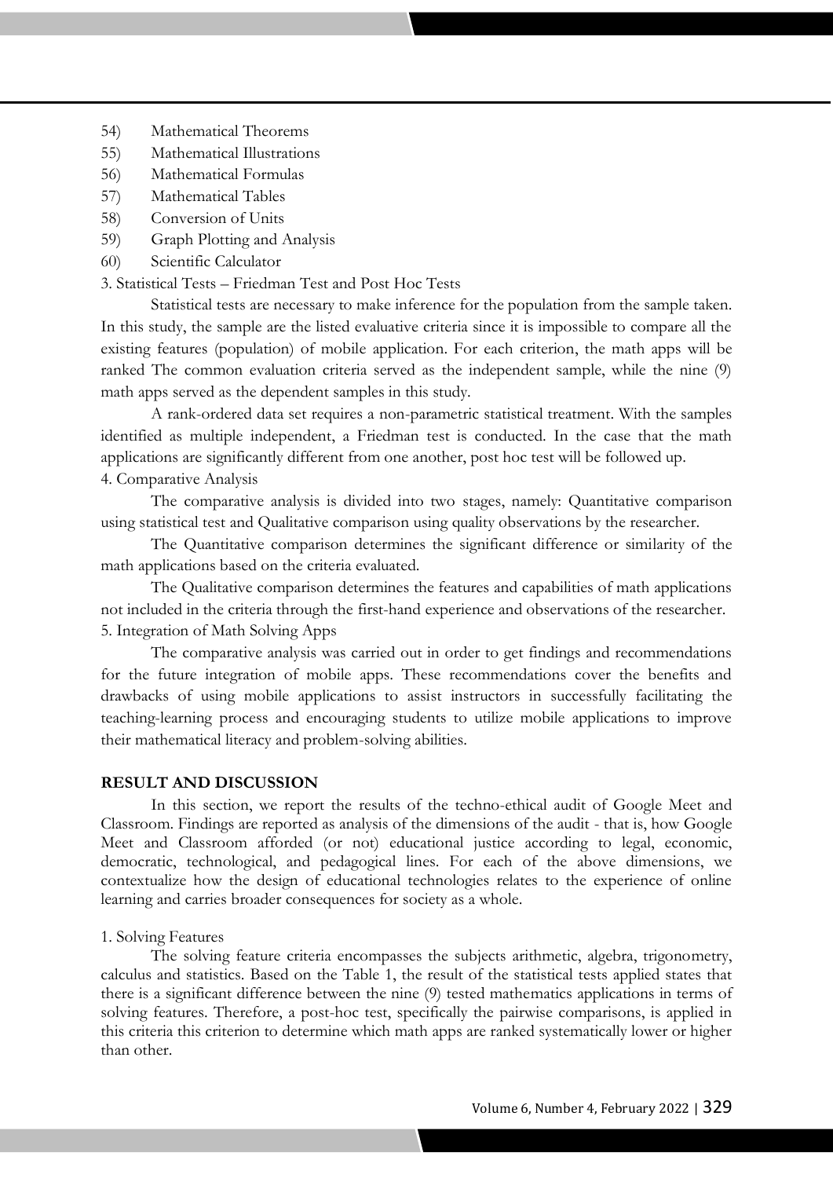54) Mathematical Theorems
55) Mathematical Illustrations
56) Mathematical Formulas
57) Mathematical Tables
58) Conversion of Units
59) Graph Plotting and Analysis
60) Scientific Calculator

3. Statistical Tests – Friedman Test and Post Hoc Tests

Statistical tests are necessary to make inference for the population from the sample taken. In this study, the sample are the listed evaluative criteria since it is impossible to compare all the existing features (population) of mobile application. For each criterion, the math apps will be ranked The common evaluation criteria served as the independent sample, while the nine (9) math apps served as the dependent samples in this study.

A rank-ordered data set requires a non-parametric statistical treatment. With the samples identified as multiple independent, a Friedman test is conducted. In the case that the math applications are significantly different from one another, post hoc test will be followed up.

4. Comparative Analysis

The comparative analysis is divided into two stages, namely: Quantitative comparison using statistical test and Qualitative comparison using quality observations by the researcher.

The Quantitative comparison determines the significant difference or similarity of the math applications based on the criteria evaluated.

The Qualitative comparison determines the features and capabilities of math applications not included in the criteria through the first-hand experience and observations of the researcher.

5. Integration of Math Solving Apps

The comparative analysis was carried out in order to get findings and recommendations for the future integration of mobile apps. These recommendations cover the benefits and drawbacks of using mobile applications to assist instructors in successfully facilitating the teaching-learning process and encouraging students to utilize mobile applications to improve their mathematical literacy and problem-solving abilities.

## RESULT AND DISCUSSION

In this section, we report the results of the techno-ethical audit of Google Meet and Classroom. Findings are reported as analysis of the dimensions of the audit - that is, how Google Meet and Classroom afforded (or not) educational justice according to legal, economic, democratic, technological, and pedagogical lines. For each of the above dimensions, we contextualize how the design of educational technologies relates to the experience of online learning and carries broader consequences for society as a whole.

1. Solving Features

The solving feature criteria encompasses the subjects arithmetic, algebra, trigonometry, calculus and statistics. Based on the Table 1, the result of the statistical tests applied states that there is a significant difference between the nine (9) tested mathematics applications in terms of solving features. Therefore, a post-hoc test, specifically the pairwise comparisons, is applied in this criteria this criterion to determine which math apps are ranked systematically lower or higher than other.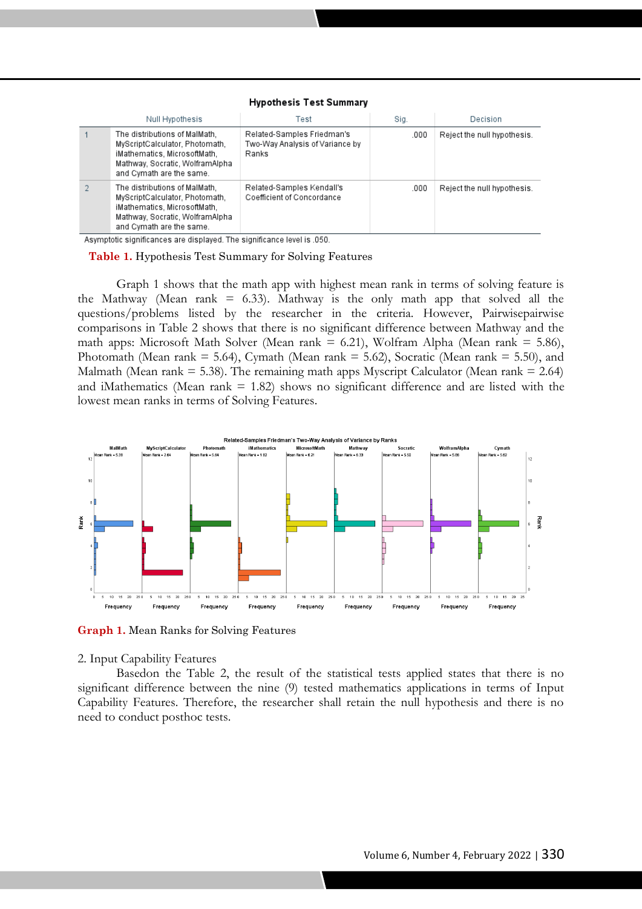**Hypothesis Test Summary**

|  | Null Hypothesis | Test | Sig. | Decision |
|---|---|---|---|---|
| 1 | The distributions of MalMath, MyScriptCalculator, Photomath, iMathematics, MicrosoftMath, Mathway, Socratic, WolframAlpha and Cymath are the same. | Related-Samples Friedman's Two-Way Analysis of Variance by Ranks | .000 | Reject the null hypothesis. |
| 2 | The distributions of MalMath, MyScriptCalculator, Photomath, iMathematics, MicrosoftMath, Mathway, Socratic, WolframAlpha and Cymath are the same. | Related-Samples Kendall's Coefficient of Concordance | .000 | Reject the null hypothesis. |

Asymptotic significances are displayed. The significance level is .050.

**Table 1.** Hypothesis Test Summary for Solving Features

Graph 1 shows that the math app with highest mean rank in terms of solving feature is the Mathway (Mean rank = 6.33). Mathway is the only math app that solved all the questions/problems listed by the researcher in the criteria. However, Pairwisepairwise comparisons in Table 2 shows that there is no significant difference between Mathway and the math apps: Microsoft Math Solver (Mean rank = 6.21), Wolfram Alpha (Mean rank = 5.86), Photomath (Mean rank = 5.64), Cymath (Mean rank = 5.62), Socratic (Mean rank = 5.50), and Malmath (Mean rank = 5.38). The remaining math apps Myscript Calculator (Mean rank = 2.64) and iMathematics (Mean rank = 1.82) shows no significant difference and are listed with the lowest mean ranks in terms of Solving Features.

**Graph 1.** Mean Ranks for Solving Features

2. Input Capability Features

Basedon the Table 2, the result of the statistical tests applied states that there is no significant difference between the nine (9) tested mathematics applications in terms of Input Capability Features. Therefore, the researcher shall retain the null hypothesis and there is no need to conduct posthoc tests.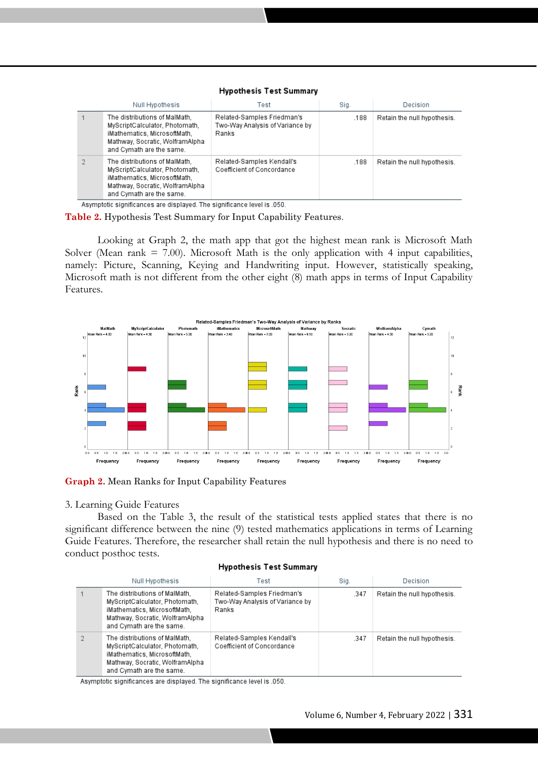**Hypothesis Test Summary**

| | Null Hypothesis | Test | Sig. | Decision |
|---|---|---|---|---|
| 1 | The distributions of MalMath, MyScriptCalculator, Photomath, iMathematics, MicrosoftMath, Mathway, Socratic, WolframAlpha and Cymath are the same. | Related-Samples Friedman's Two-Way Analysis of Variance by Ranks | .188 | Retain the null hypothesis. |
| 2 | The distributions of MalMath, MyScriptCalculator, Photomath, iMathematics, MicrosoftMath, Mathway, Socratic, WolframAlpha and Cymath are the same. | Related-Samples Kendall's Coefficient of Concordance | .188 | Retain the null hypothesis. |

Asymptotic significances are displayed. The significance level is .050.

**Table 2.** Hypothesis Test Summary for Input Capability Features.

Looking at Graph 2, the math app that got the highest mean rank is Microsoft Math Solver (Mean rank = 7.00). Microsoft Math is the only application with 4 input capabilities, namely: Picture, Scanning, Keying and Handwriting input. However, statistically speaking, Microsoft math is not different from the other eight (8) math apps in terms of Input Capability Features.

Related-Samples Friedman's Two-Way Analysis of Variance by Ranks

MalMath: Mean Rank = 4.30; MyScriptCalculator: Mean Rank = 4.30; Photomath: Mean Rank = 5.20; iMathematics: Mean Rank = 3.40; MicrosoftMath: Mean Rank = 7.00; Mathway: Mean Rank = 6.10; Socratic: Mean Rank = 5.20; WolframAlpha: Mean Rank = 4.30; Cymath: Mean Rank = 5.20

**Graph 2.** Mean Ranks for Input Capability Features

3. Learning Guide Features

Based on the Table 3, the result of the statistical tests applied states that there is no significant difference between the nine (9) tested mathematics applications in terms of Learning Guide Features. Therefore, the researcher shall retain the null hypothesis and there is no need to conduct posthoc tests.

**Hypothesis Test Summary**

| | Null Hypothesis | Test | Sig. | Decision |
|---|---|---|---|---|
| 1 | The distributions of MalMath, MyScriptCalculator, Photomath, iMathematics, MicrosoftMath, Mathway, Socratic, WolframAlpha and Cymath are the same. | Related-Samples Friedman's Two-Way Analysis of Variance by Ranks | .347 | Retain the null hypothesis. |
| 2 | The distributions of MalMath, MyScriptCalculator, Photomath, iMathematics, MicrosoftMath, Mathway, Socratic, WolframAlpha and Cymath are the same. | Related-Samples Kendall's Coefficient of Concordance | .347 | Retain the null hypothesis. |

Asymptotic significances are displayed. The significance level is .050.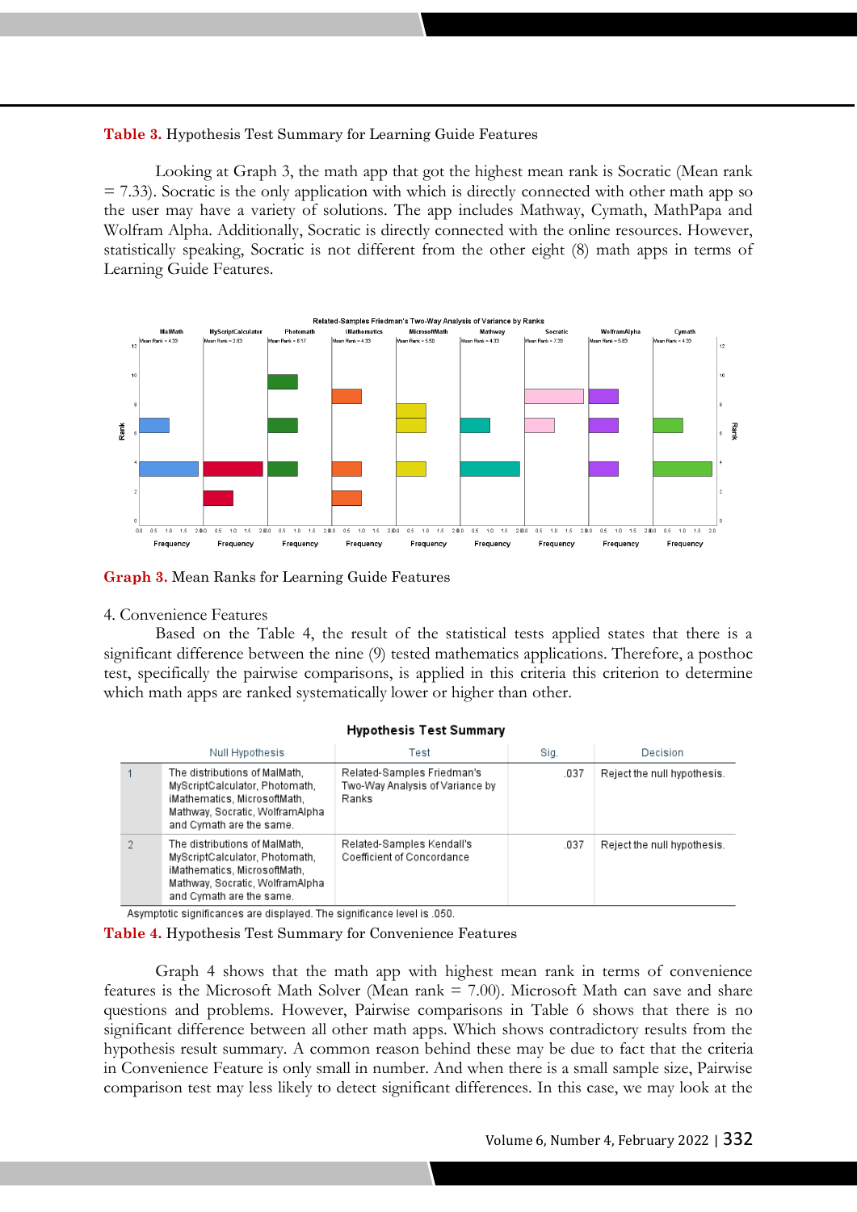**Table 3.** Hypothesis Test Summary for Learning Guide Features

Looking at Graph 3, the math app that got the highest mean rank is Socratic (Mean rank = 7.33). Socratic is the only application with which is directly connected with other math app so the user may have a variety of solutions. The app includes Mathway, Cymath, MathPapa and Wolfram Alpha. Additionally, Socratic is directly connected with the online resources. However, statistically speaking, Socratic is not different from the other eight (8) math apps in terms of Learning Guide Features.

**Graph 3.** Mean Ranks for Learning Guide Features

4. Convenience Features

Based on the Table 4, the result of the statistical tests applied states that there is a significant difference between the nine (9) tested mathematics applications. Therefore, a posthoc test, specifically the pairwise comparisons, is applied in this criteria this criterion to determine which math apps are ranked systematically lower or higher than other.

**Hypothesis Test Summary**

| | Null Hypothesis | Test | Sig. | Decision |
|---|---|---|---|---|
| 1 | The distributions of MalMath, MyScriptCalculator, Photomath, iMathematics, MicrosoftMath, Mathway, Socratic, WolframAlpha and Cymath are the same. | Related-Samples Friedman's Two-Way Analysis of Variance by Ranks | .037 | Reject the null hypothesis. |
| 2 | The distributions of MalMath, MyScriptCalculator, Photomath, iMathematics, MicrosoftMath, Mathway, Socratic, WolframAlpha and Cymath are the same. | Related-Samples Kendall's Coefficient of Concordance | .037 | Reject the null hypothesis. |

Asymptotic significances are displayed. The significance level is .050.

**Table 4.** Hypothesis Test Summary for Convenience Features

Graph 4 shows that the math app with highest mean rank in terms of convenience features is the Microsoft Math Solver (Mean rank = 7.00). Microsoft Math can save and share questions and problems. However, Pairwise comparisons in Table 6 shows that there is no significant difference between all other math apps. Which shows contradictory results from the hypothesis result summary. A common reason behind these may be due to fact that the criteria in Convenience Feature is only small in number. And when there is a small sample size, Pairwise comparison test may less likely to detect significant differences. In this case, we may look at the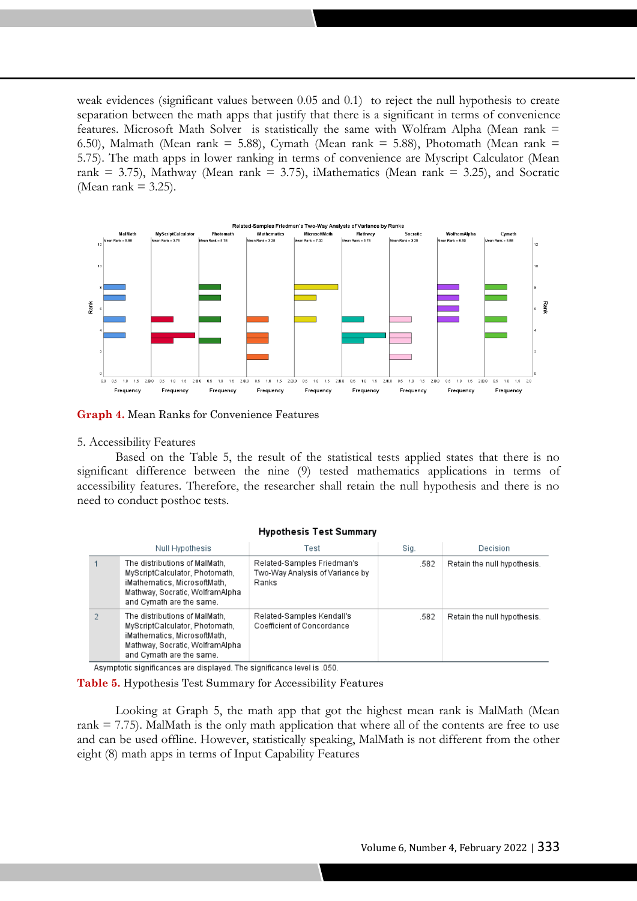weak evidences (significant values between 0.05 and 0.1) to reject the null hypothesis to create separation between the math apps that justify that there is a significant in terms of convenience features. Microsoft Math Solver is statistically the same with Wolfram Alpha (Mean rank = 6.50), Malmath (Mean rank = 5.88), Cymath (Mean rank = 5.88), Photomath (Mean rank = 5.75). The math apps in lower ranking in terms of convenience are Myscript Calculator (Mean rank = 3.75), Mathway (Mean rank = 3.75), iMathematics (Mean rank = 3.25), and Socratic (Mean rank = 3.25).

**Graph 4.** Mean Ranks for Convenience Features

5. Accessibility Features

Based on the Table 5, the result of the statistical tests applied states that there is no significant difference between the nine (9) tested mathematics applications in terms of accessibility features. Therefore, the researcher shall retain the null hypothesis and there is no need to conduct posthoc tests.

**Hypothesis Test Summary**

| | Null Hypothesis | Test | Sig. | Decision |
|---|---|---|---|---|
| 1 | The distributions of MalMath, MyScriptCalculator, Photomath, iMathematics, MicrosoftMath, Mathway, Socratic, WolframAlpha and Cymath are the same. | Related-Samples Friedman's Two-Way Analysis of Variance by Ranks | .582 | Retain the null hypothesis. |
| 2 | The distributions of MalMath, MyScriptCalculator, Photomath, iMathematics, MicrosoftMath, Mathway, Socratic, WolframAlpha and Cymath are the same. | Related-Samples Kendall's Coefficient of Concordance | .582 | Retain the null hypothesis. |

Asymptotic significances are displayed. The significance level is .050.

**Table 5.** Hypothesis Test Summary for Accessibility Features

Looking at Graph 5, the math app that got the highest mean rank is MalMath (Mean rank = 7.75). MalMath is the only math application that where all of the contents are free to use and can be used offline. However, statistically speaking, MalMath is not different from the other eight (8) math apps in terms of Input Capability Features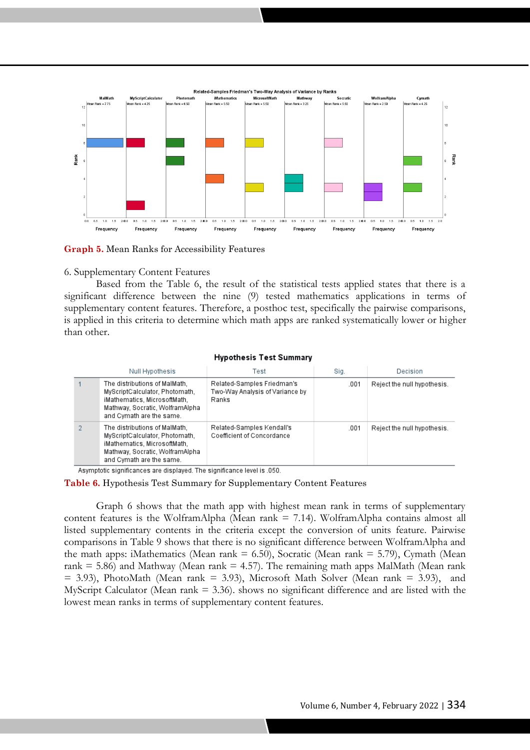Graph 5. Mean Ranks for Accessibility Features

6. Supplementary Content Features

Based from the Table 6, the result of the statistical tests applied states that there is a significant difference between the nine (9) tested mathematics applications in terms of supplementary content features. Therefore, a posthoc test, specifically the pairwise comparisons, is applied in this criteria to determine which math apps are ranked systematically lower or higher than other.

**Hypothesis Test Summary**

| | Null Hypothesis | Test | Sig. | Decision |
|---|---|---|---|---|
| 1 | The distributions of MalMath, MyScriptCalculator, Photomath, iMathematics, MicrosoftMath, Mathway, Socratic, WolframAlpha and Cymath are the same. | Related-Samples Friedman's Two-Way Analysis of Variance by Ranks | .001 | Reject the null hypothesis. |
| 2 | The distributions of MalMath, MyScriptCalculator, Photomath, iMathematics, MicrosoftMath, Mathway, Socratic, WolframAlpha and Cymath are the same. | Related-Samples Kendall's Coefficient of Concordance | .001 | Reject the null hypothesis. |

Asymptotic significances are displayed. The significance level is .050.

Table 6. Hypothesis Test Summary for Supplementary Content Features

Graph 6 shows that the math app with highest mean rank in terms of supplementary content features is the WolframAlpha (Mean rank = 7.14). WolframAlpha contains almost all listed supplementary contents in the criteria except the conversion of units feature. Pairwise comparisons in Table 9 shows that there is no significant difference between WolframAlpha and the math apps: iMathematics (Mean rank = 6.50), Socratic (Mean rank = 5.79), Cymath (Mean rank = 5.86) and Mathway (Mean rank = 4.57). The remaining math apps MalMath (Mean rank = 3.93), PhotoMath (Mean rank = 3.93), Microsoft Math Solver (Mean rank = 3.93), and MyScript Calculator (Mean rank = 3.36). shows no significant difference and are listed with the lowest mean ranks in terms of supplementary content features.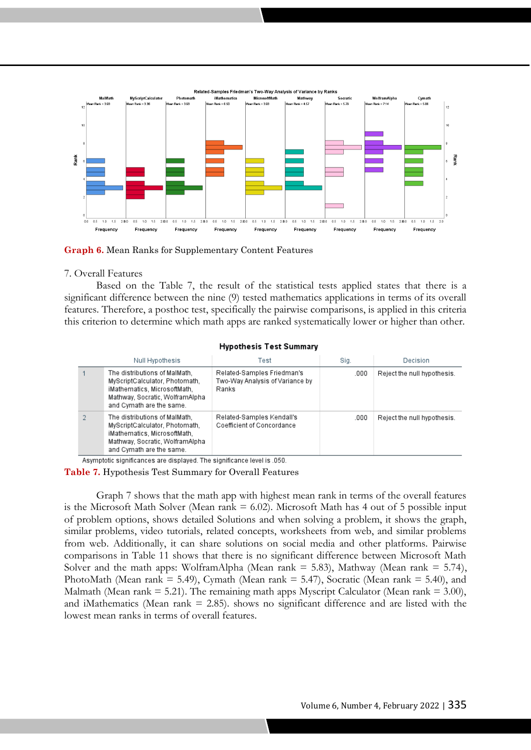**Graph 6.** Mean Ranks for Supplementary Content Features

7. Overall Features

Based on the Table 7, the result of the statistical tests applied states that there is a significant difference between the nine (9) tested mathematics applications in terms of its overall features. Therefore, a posthoc test, specifically the pairwise comparisons, is applied in this criteria this criterion to determine which math apps are ranked systematically lower or higher than other.

**Hypothesis Test Summary**

| | Null Hypothesis | Test | Sig. | Decision |
|---|---|---|---|---|
| 1 | The distributions of MalMath, MyScriptCalculator, Photomath, iMathematics, MicrosoftMath, Mathway, Socratic, WolframAlpha and Cymath are the same. | Related-Samples Friedman's Two-Way Analysis of Variance by Ranks | .000 | Reject the null hypothesis. |
| 2 | The distributions of MalMath, MyScriptCalculator, Photomath, iMathematics, MicrosoftMath, Mathway, Socratic, WolframAlpha and Cymath are the same. | Related-Samples Kendall's Coefficient of Concordance | .000 | Reject the null hypothesis. |

Asymptotic significances are displayed. The significance level is .050.

**Table 7.** Hypothesis Test Summary for Overall Features

Graph 7 shows that the math app with highest mean rank in terms of the overall features is the Microsoft Math Solver (Mean rank = 6.02). Microsoft Math has 4 out of 5 possible input of problem options, shows detailed Solutions and when solving a problem, it shows the graph, similar problems, video tutorials, related concepts, worksheets from web, and similar problems from web. Additionally, it can share solutions on social media and other platforms. Pairwise comparisons in Table 11 shows that there is no significant difference between Microsoft Math Solver and the math apps: WolframAlpha (Mean rank = 5.83), Mathway (Mean rank = 5.74), PhotoMath (Mean rank = 5.49), Cymath (Mean rank = 5.47), Socratic (Mean rank = 5.40), and Malmath (Mean rank = 5.21). The remaining math apps Myscript Calculator (Mean rank = 3.00), and iMathematics (Mean rank = 2.85). shows no significant difference and are listed with the lowest mean ranks in terms of overall features.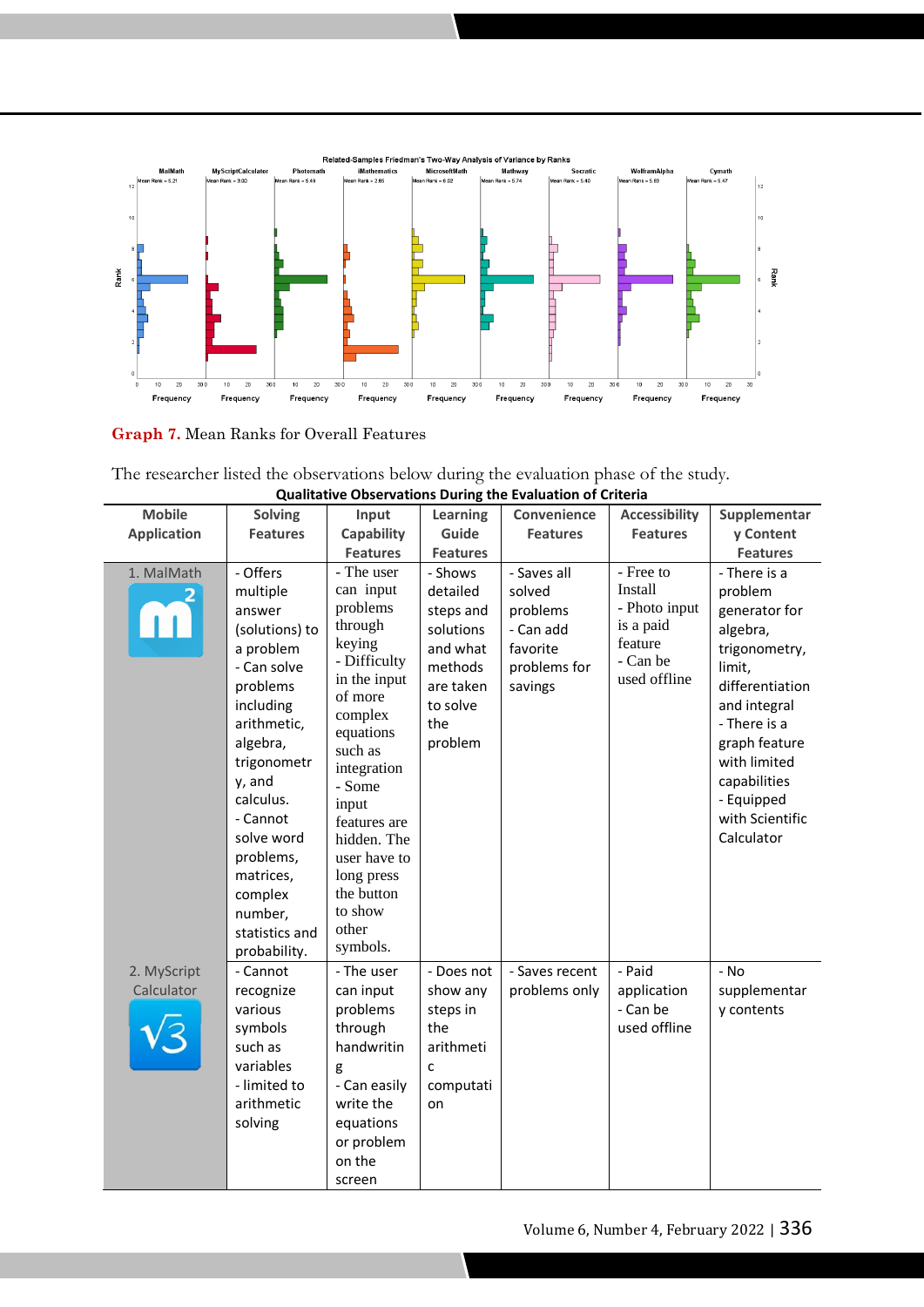Graph 7. Mean Ranks for Overall Features

The researcher listed the observations below during the evaluation phase of the study.

**Qualitative Observations During the Evaluation of Criteria**

| Mobile Application | Solving Features | Input Capability Features | Learning Guide Features | Convenience Features | Accessibility Features | Supplementary Content Features |
|---|---|---|---|---|---|---|
| 1. MalMath | - Offers multiple answer (solutions) to a problem<br>- Can solve problems including arithmetic, algebra, trigonometry, and calculus.<br>- Cannot solve word problems, matrices, complex number, statistics and probability. | - The user can input problems through keying<br>- Difficulty in the input of more complex equations such as integration<br>- Some input features are hidden. The user have to long press the button to show other symbols. | - Shows detailed steps and solutions and what methods are taken to solve the problem | - Saves all solved problems<br>- Can add favorite problems for savings | - Free to Install<br>- Photo input is a paid feature<br>- Can be used offline | - There is a problem generator for algebra, trigonometry, limit, differentiation and integral<br>- There is a graph feature with limited capabilities<br>- Equipped with Scientific Calculator |
| 2. MyScript Calculator | - Cannot recognize various symbols such as variables<br>- limited to arithmetic solving | - The user can input problems through handwriting<br>- Can easily write the equations or problem on the screen | - Does not show any steps in the arithmetic computation | - Saves recent problems only | - Paid application<br>- Can be used offline | - No supplementary contents |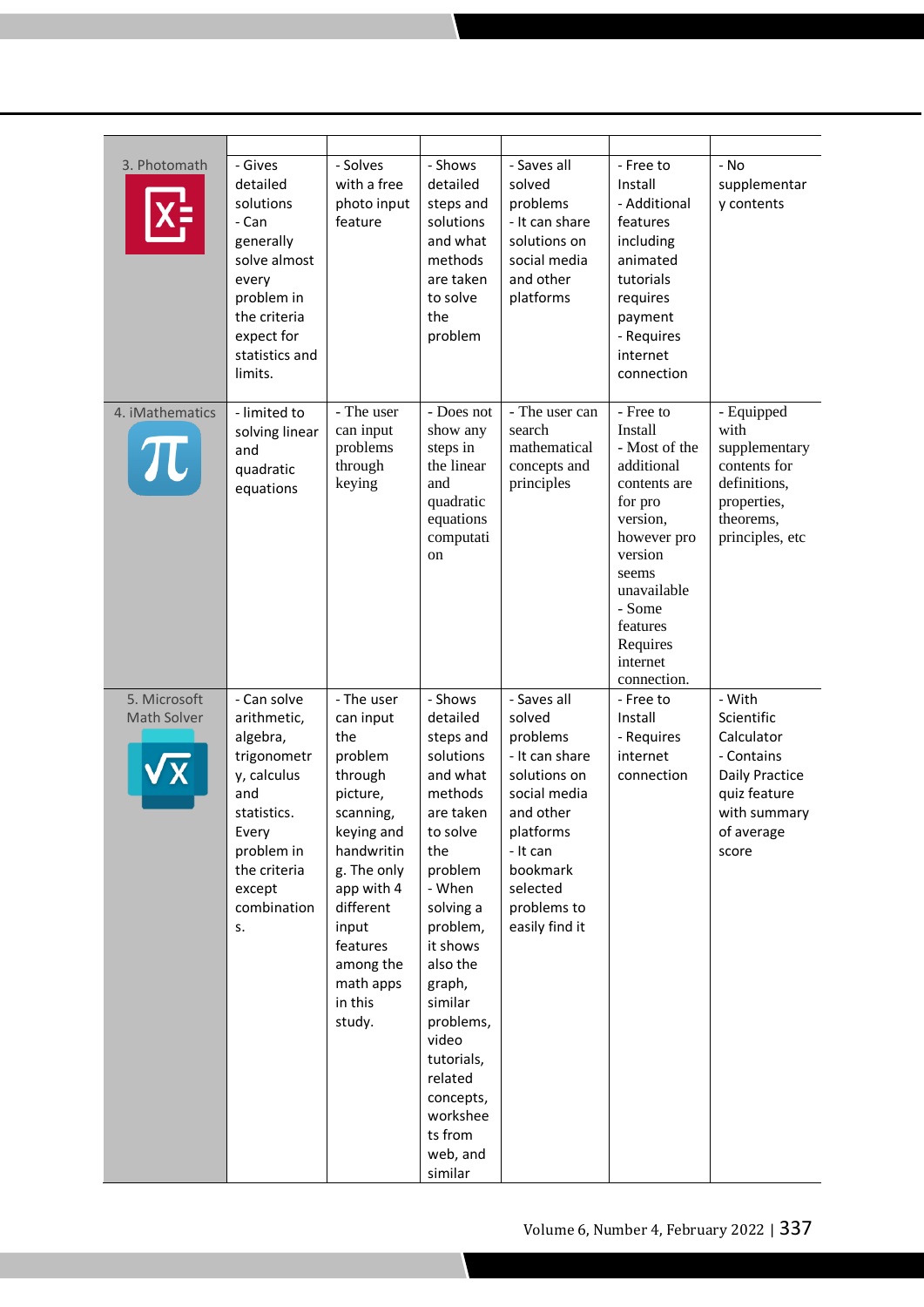| | | | | | | |
|---|---|---|---|---|---|---|
| 3. Photomath | - Gives detailed solutions<br>- Can generally solve almost every problem in the criteria expect for statistics and limits. | - Solves with a free photo input feature | - Shows detailed steps and solutions and what methods are taken to solve the problem | - Saves all solved problems<br>- It can share solutions on social media and other platforms | - Free to Install<br>- Additional features including animated tutorials requires payment<br>- Requires internet connection | - No supplementary contents |
| 4. iMathematics | - limited to solving linear and quadratic equations | - The user can input problems through keying | - Does not show any steps in the linear and quadratic equations computation | - The user can search mathematical concepts and principles | - Free to Install<br>- Most of the additional contents are for pro version, however pro version seems unavailable<br>- Some features Requires internet connection. | - Equipped with supplementary contents for definitions, properties, theorems, principles, etc |
| 5. Microsoft Math Solver | - Can solve arithmetic, algebra, trigonometry, calculus and statistics. Every problem in the criteria except combinations. | - The user can input the problem through picture, scanning, keying and handwriting. The only app with 4 different input features among the math apps in this study. | - Shows detailed steps and solutions and what methods are taken to solve the problem<br>- When solving a problem, it shows also the graph, similar problems, video tutorials, related concepts, worksheets from web, and similar | - Saves all solved problems<br>- It can share solutions on social media and other platforms<br>- It can bookmark selected problems to easily find it | - Free to Install<br>- Requires internet connection | - With Scientific Calculator<br>- Contains Daily Practice quiz feature with summary of average score |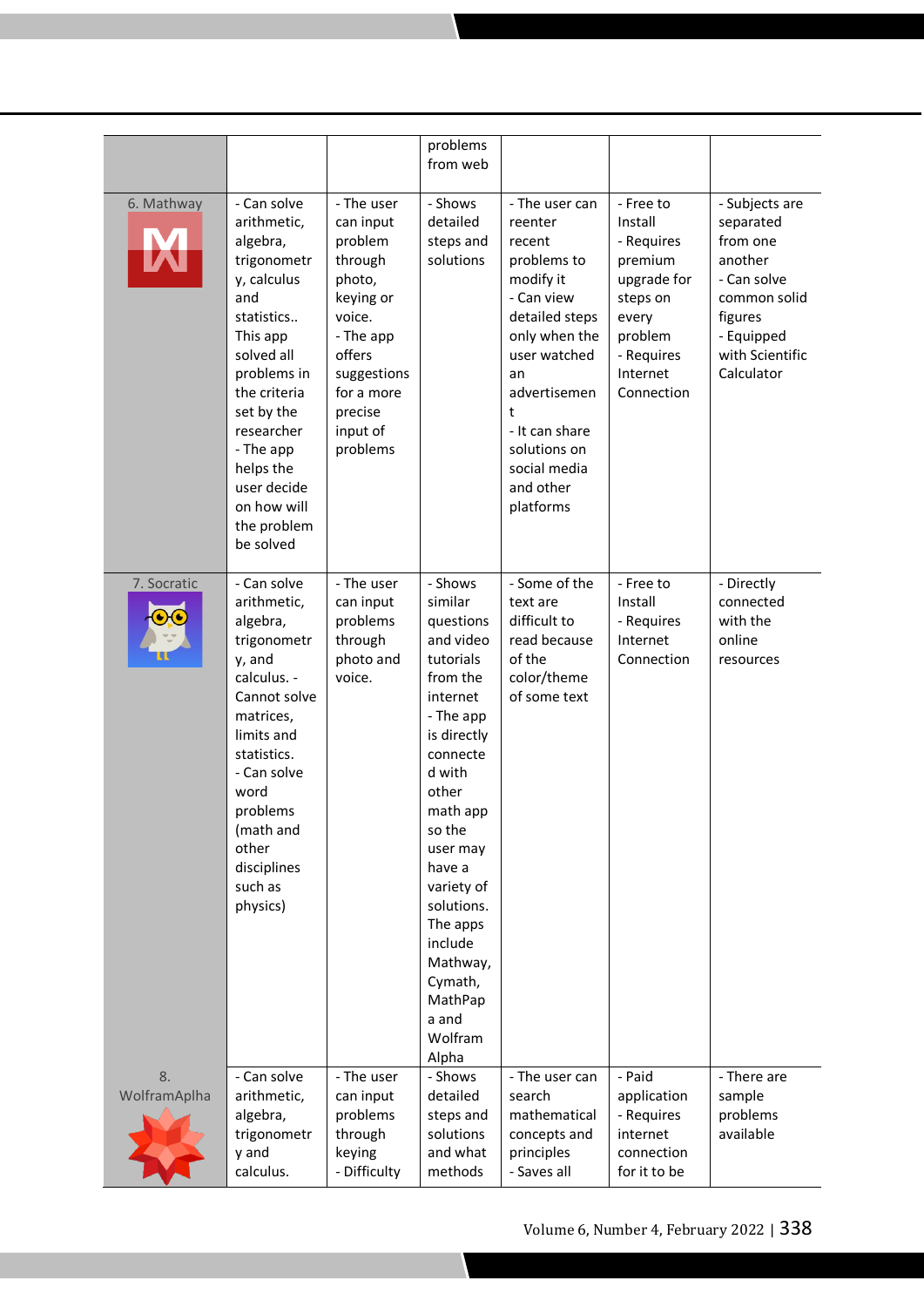| | | | | | | |
|---|---|---|---|---|---|---|
| | | | problems from web | | | |
| 6. Mathway | - Can solve arithmetic, algebra, trigonometry, calculus and statistics.. This app solved all problems in the criteria set by the researcher<br>- The app helps the user decide on how will the problem be solved | - The user can input problem through photo, keying or voice.<br>- The app offers suggestions for a more precise input of problems | - Shows detailed steps and solutions | - The user can reenter recent problems to modify it<br>- Can view detailed steps only when the user watched an advertisement<br>- It can share solutions on social media and other platforms | - Free to Install<br>- Requires premium upgrade for steps on every problem<br>- Requires Internet Connection | - Subjects are separated from one another<br>- Can solve common solid figures<br>- Equipped with Scientific Calculator |
| 7. Socratic | - Can solve arithmetic, algebra, trigonometry, and calculus. - Cannot solve matrices, limits and statistics.<br>- Can solve word problems (math and other disciplines such as physics) | - The user can input problems through photo and voice. | - Shows similar questions and video tutorials from the internet<br>- The app is directly connected with other math app so the user may have a variety of solutions. The apps include Mathway, Cymath, MathPapa and Wolfram Alpha | - Some of the text are difficult to read because of the color/theme of some text | - Free to Install<br>- Requires Internet Connection | - Directly connected with the online resources |
| 8. WolframAplha | - Can solve arithmetic, algebra, trigonometry and calculus. | - The user can input problems through keying<br>- Difficulty | - Shows detailed steps and solutions and what methods | - The user can search mathematical concepts and principles<br>- Saves all | - Paid application<br>- Requires internet connection for it to be | - There are sample problems available |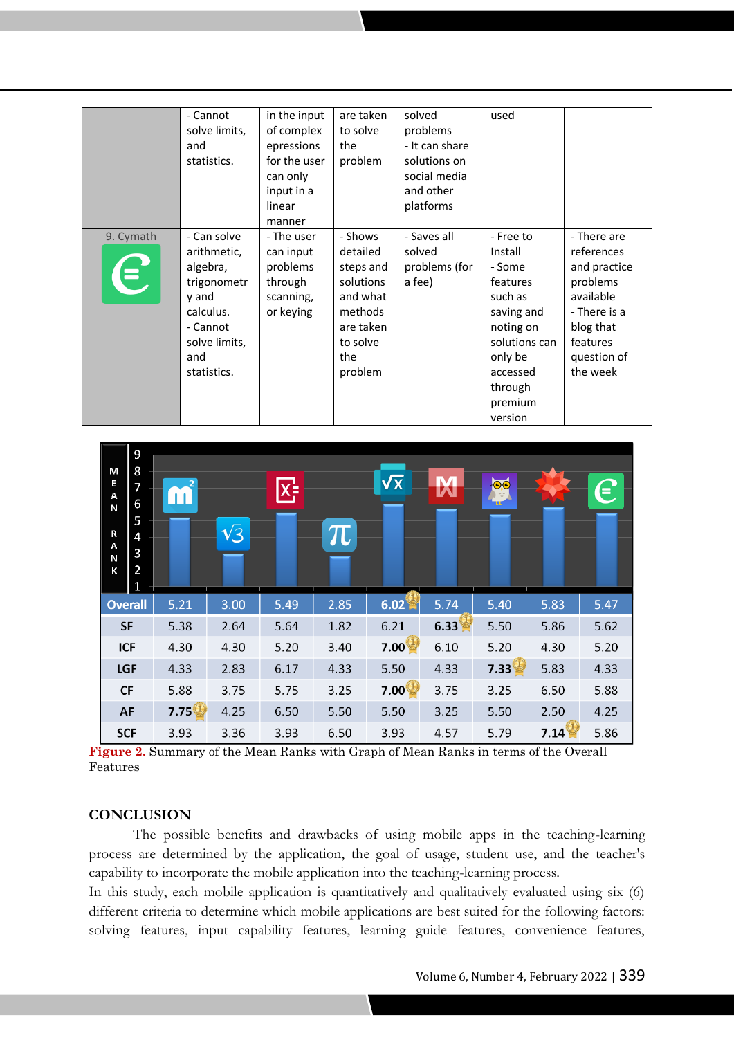|  | - Cannot solve limits, and statistics. | in the input of complex epressions for the user can only input in a linear manner | are taken to solve the problem | solved problems<br>- It can share solutions on social media and other platforms | used |  |
|---|---|---|---|---|---|---|
| 9. Cymath | - Can solve arithmetic, algebra, trigonometry and calculus.<br>- Cannot solve limits, and statistics. | - The user can input problems through scanning, or keying | - Shows detailed steps and solutions and what methods are taken to solve the problem | - Saves all solved problems (for a fee) | - Free to Install<br>- Some features such as saving and noting on solutions can only be accessed through premium version | - There are references and practice problems available<br>- There is a blog that features question of the week |

| MEAN RANK |  |  |  |  |  |  |  |  |  |
|---|---|---|---|---|---|---|---|---|---|
| Overall | 5.21 | 3.00 | 5.49 | 2.85 | 6.02 | 5.74 | 5.40 | 5.83 | 5.47 |
| SF | 5.38 | 2.64 | 5.64 | 1.82 | 6.21 | 6.33 | 5.50 | 5.86 | 5.62 |
| ICF | 4.30 | 4.30 | 5.20 | 3.40 | 7.00 | 6.10 | 5.20 | 4.30 | 5.20 |
| LGF | 4.33 | 2.83 | 6.17 | 4.33 | 5.50 | 4.33 | 7.33 | 5.83 | 4.33 |
| CF | 5.88 | 3.75 | 5.75 | 3.25 | 7.00 | 3.75 | 3.25 | 6.50 | 5.88 |
| AF | 7.75 | 4.25 | 6.50 | 5.50 | 5.50 | 3.25 | 5.50 | 2.50 | 4.25 |
| SCF | 3.93 | 3.36 | 3.93 | 6.50 | 3.93 | 4.57 | 5.79 | 7.14 | 5.86 |

**Figure 2.** Summary of the Mean Ranks with Graph of Mean Ranks in terms of the Overall Features

## CONCLUSION

The possible benefits and drawbacks of using mobile apps in the teaching-learning process are determined by the application, the goal of usage, student use, and the teacher's capability to incorporate the mobile application into the teaching-learning process.

In this study, each mobile application is quantitatively and qualitatively evaluated using six (6) different criteria to determine which mobile applications are best suited for the following factors: solving features, input capability features, learning guide features, convenience features,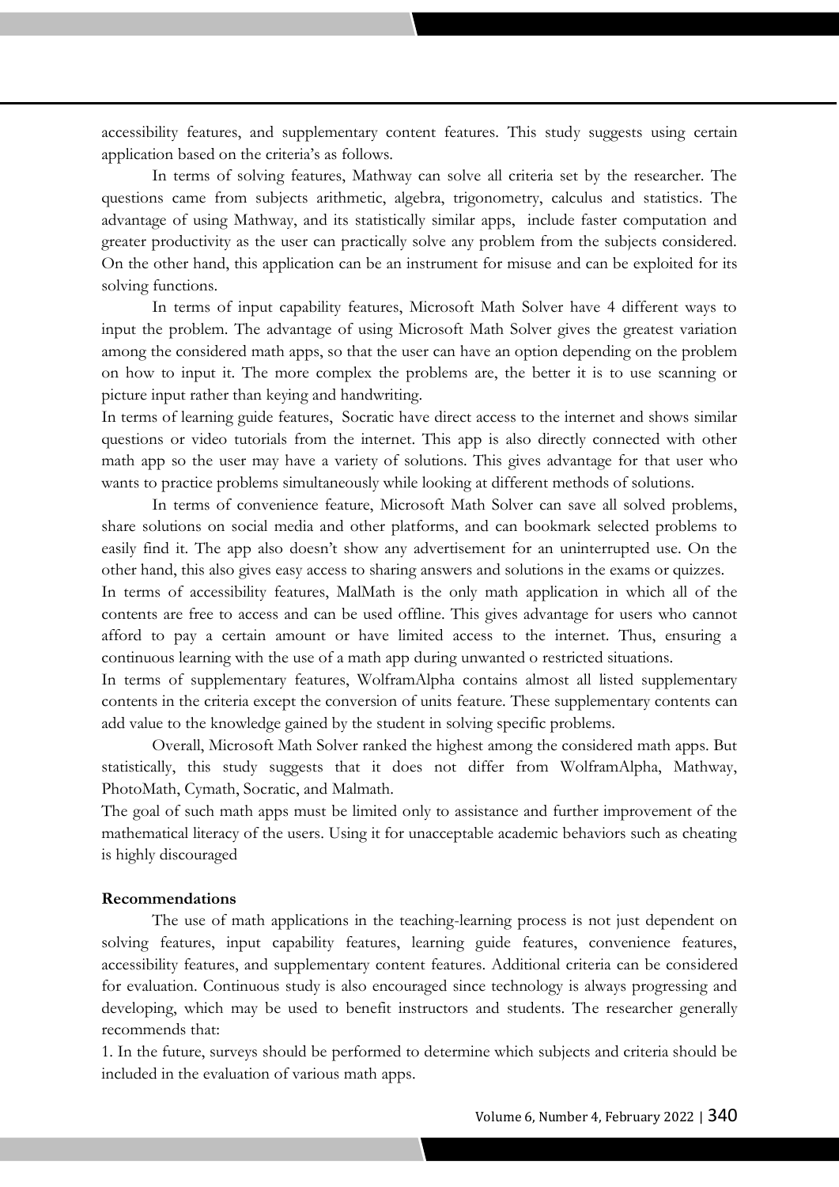accessibility features, and supplementary content features. This study suggests using certain application based on the criteria's as follows.

In terms of solving features, Mathway can solve all criteria set by the researcher. The questions came from subjects arithmetic, algebra, trigonometry, calculus and statistics. The advantage of using Mathway, and its statistically similar apps, include faster computation and greater productivity as the user can practically solve any problem from the subjects considered. On the other hand, this application can be an instrument for misuse and can be exploited for its solving functions.

In terms of input capability features, Microsoft Math Solver have 4 different ways to input the problem. The advantage of using Microsoft Math Solver gives the greatest variation among the considered math apps, so that the user can have an option depending on the problem on how to input it. The more complex the problems are, the better it is to use scanning or picture input rather than keying and handwriting.

In terms of learning guide features, Socratic have direct access to the internet and shows similar questions or video tutorials from the internet. This app is also directly connected with other math app so the user may have a variety of solutions. This gives advantage for that user who wants to practice problems simultaneously while looking at different methods of solutions.

In terms of convenience feature, Microsoft Math Solver can save all solved problems, share solutions on social media and other platforms, and can bookmark selected problems to easily find it. The app also doesn't show any advertisement for an uninterrupted use. On the other hand, this also gives easy access to sharing answers and solutions in the exams or quizzes.

In terms of accessibility features, MalMath is the only math application in which all of the contents are free to access and can be used offline. This gives advantage for users who cannot afford to pay a certain amount or have limited access to the internet. Thus, ensuring a continuous learning with the use of a math app during unwanted o restricted situations.

In terms of supplementary features, WolframAlpha contains almost all listed supplementary contents in the criteria except the conversion of units feature. These supplementary contents can add value to the knowledge gained by the student in solving specific problems.

Overall, Microsoft Math Solver ranked the highest among the considered math apps. But statistically, this study suggests that it does not differ from WolframAlpha, Mathway, PhotoMath, Cymath, Socratic, and Malmath.

The goal of such math apps must be limited only to assistance and further improvement of the mathematical literacy of the users. Using it for unacceptable academic behaviors such as cheating is highly discouraged

**Recommendations**

The use of math applications in the teaching-learning process is not just dependent on solving features, input capability features, learning guide features, convenience features, accessibility features, and supplementary content features. Additional criteria can be considered for evaluation. Continuous study is also encouraged since technology is always progressing and developing, which may be used to benefit instructors and students. The researcher generally recommends that:

1. In the future, surveys should be performed to determine which subjects and criteria should be included in the evaluation of various math apps.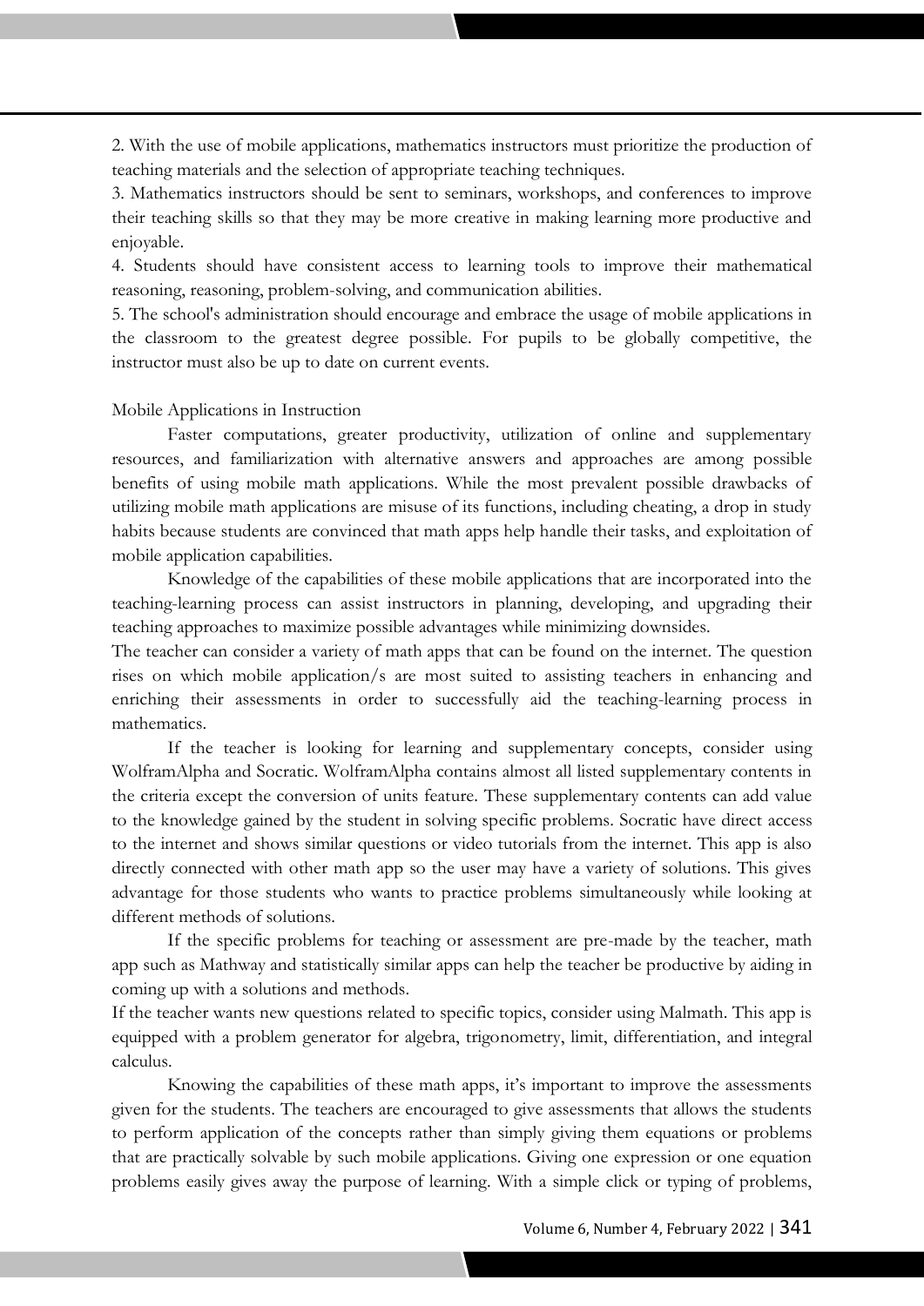2. With the use of mobile applications, mathematics instructors must prioritize the production of teaching materials and the selection of appropriate teaching techniques.

3. Mathematics instructors should be sent to seminars, workshops, and conferences to improve their teaching skills so that they may be more creative in making learning more productive and enjoyable.

4. Students should have consistent access to learning tools to improve their mathematical reasoning, reasoning, problem-solving, and communication abilities.

5. The school's administration should encourage and embrace the usage of mobile applications in the classroom to the greatest degree possible. For pupils to be globally competitive, the instructor must also be up to date on current events.

Mobile Applications in Instruction

Faster computations, greater productivity, utilization of online and supplementary resources, and familiarization with alternative answers and approaches are among possible benefits of using mobile math applications. While the most prevalent possible drawbacks of utilizing mobile math applications are misuse of its functions, including cheating, a drop in study habits because students are convinced that math apps help handle their tasks, and exploitation of mobile application capabilities.

Knowledge of the capabilities of these mobile applications that are incorporated into the teaching-learning process can assist instructors in planning, developing, and upgrading their teaching approaches to maximize possible advantages while minimizing downsides.

The teacher can consider a variety of math apps that can be found on the internet. The question rises on which mobile application/s are most suited to assisting teachers in enhancing and enriching their assessments in order to successfully aid the teaching-learning process in mathematics.

If the teacher is looking for learning and supplementary concepts, consider using WolframAlpha and Socratic. WolframAlpha contains almost all listed supplementary contents in the criteria except the conversion of units feature. These supplementary contents can add value to the knowledge gained by the student in solving specific problems. Socratic have direct access to the internet and shows similar questions or video tutorials from the internet. This app is also directly connected with other math app so the user may have a variety of solutions. This gives advantage for those students who wants to practice problems simultaneously while looking at different methods of solutions.

If the specific problems for teaching or assessment are pre-made by the teacher, math app such as Mathway and statistically similar apps can help the teacher be productive by aiding in coming up with a solutions and methods.

If the teacher wants new questions related to specific topics, consider using Malmath. This app is equipped with a problem generator for algebra, trigonometry, limit, differentiation, and integral calculus.

Knowing the capabilities of these math apps, it's important to improve the assessments given for the students. The teachers are encouraged to give assessments that allows the students to perform application of the concepts rather than simply giving them equations or problems that are practically solvable by such mobile applications. Giving one expression or one equation problems easily gives away the purpose of learning. With a simple click or typing of problems,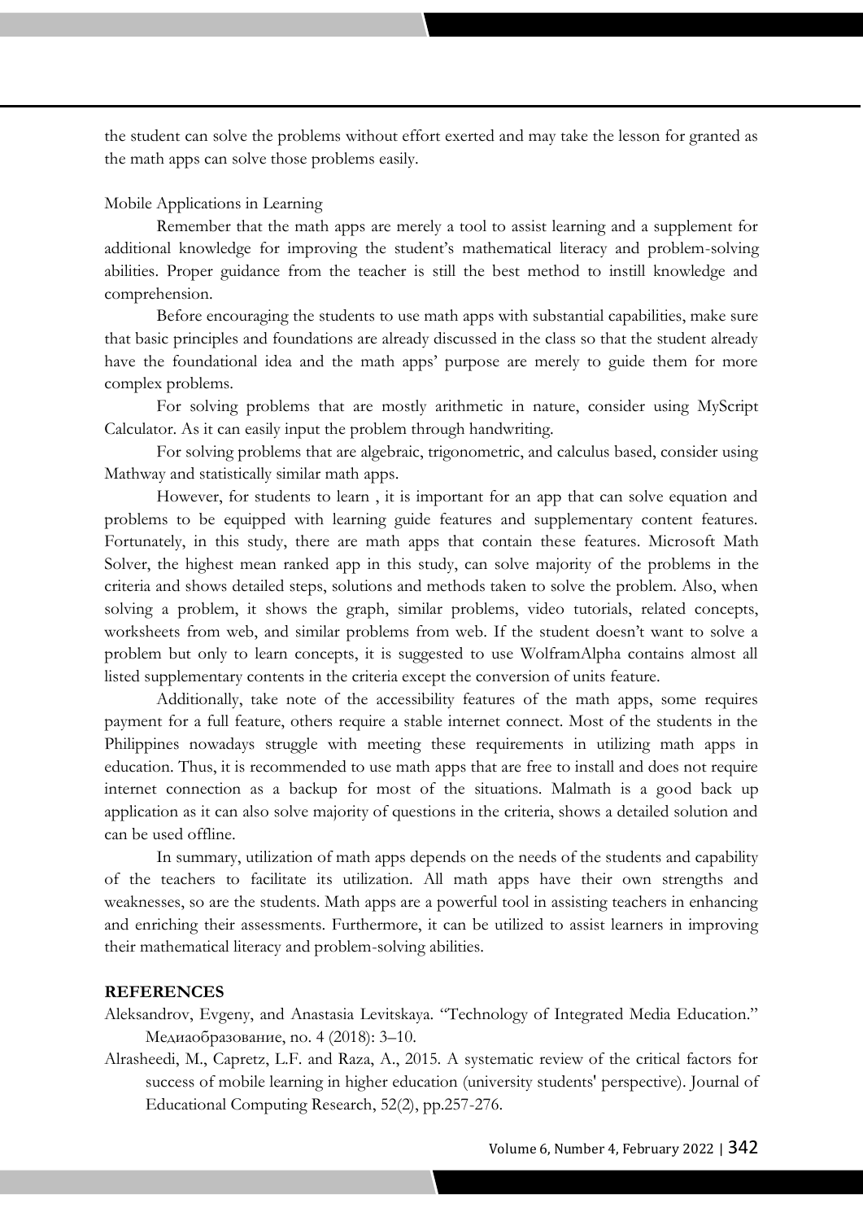the student can solve the problems without effort exerted and may take the lesson for granted as the math apps can solve those problems easily.

Mobile Applications in Learning

Remember that the math apps are merely a tool to assist learning and a supplement for additional knowledge for improving the student's mathematical literacy and problem-solving abilities. Proper guidance from the teacher is still the best method to instill knowledge and comprehension.

Before encouraging the students to use math apps with substantial capabilities, make sure that basic principles and foundations are already discussed in the class so that the student already have the foundational idea and the math apps' purpose are merely to guide them for more complex problems.

For solving problems that are mostly arithmetic in nature, consider using MyScript Calculator. As it can easily input the problem through handwriting.

For solving problems that are algebraic, trigonometric, and calculus based, consider using Mathway and statistically similar math apps.

However, for students to learn , it is important for an app that can solve equation and problems to be equipped with learning guide features and supplementary content features. Fortunately, in this study, there are math apps that contain these features. Microsoft Math Solver, the highest mean ranked app in this study, can solve majority of the problems in the criteria and shows detailed steps, solutions and methods taken to solve the problem. Also, when solving a problem, it shows the graph, similar problems, video tutorials, related concepts, worksheets from web, and similar problems from web. If the student doesn't want to solve a problem but only to learn concepts, it is suggested to use WolframAlpha contains almost all listed supplementary contents in the criteria except the conversion of units feature.

Additionally, take note of the accessibility features of the math apps, some requires payment for a full feature, others require a stable internet connect. Most of the students in the Philippines nowadays struggle with meeting these requirements in utilizing math apps in education. Thus, it is recommended to use math apps that are free to install and does not require internet connection as a backup for most of the situations. Malmath is a good back up application as it can also solve majority of questions in the criteria, shows a detailed solution and can be used offline.

In summary, utilization of math apps depends on the needs of the students and capability of the teachers to facilitate its utilization. All math apps have their own strengths and weaknesses, so are the students. Math apps are a powerful tool in assisting teachers in enhancing and enriching their assessments. Furthermore, it can be utilized to assist learners in improving their mathematical literacy and problem-solving abilities.

**REFERENCES**

Aleksandrov, Evgeny, and Anastasia Levitskaya. "Technology of Integrated Media Education." Медиаобразование, no. 4 (2018): 3–10.

Alrasheedi, M., Capretz, L.F. and Raza, A., 2015. A systematic review of the critical factors for success of mobile learning in higher education (university students' perspective). Journal of Educational Computing Research, 52(2), pp.257-276.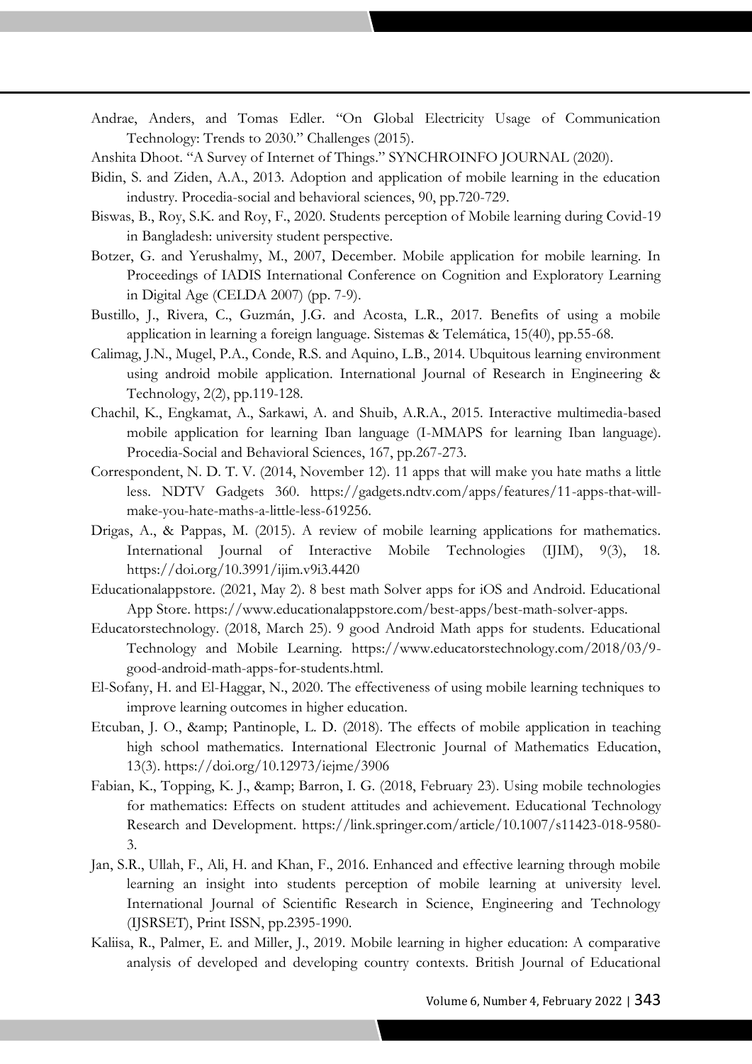Andrae, Anders, and Tomas Edler. "On Global Electricity Usage of Communication Technology: Trends to 2030." Challenges (2015).

Anshita Dhoot. "A Survey of Internet of Things." SYNCHROINFO JOURNAL (2020).

Bidin, S. and Ziden, A.A., 2013. Adoption and application of mobile learning in the education industry. Procedia-social and behavioral sciences, 90, pp.720-729.

Biswas, B., Roy, S.K. and Roy, F., 2020. Students perception of Mobile learning during Covid-19 in Bangladesh: university student perspective.

Botzer, G. and Yerushalmy, M., 2007, December. Mobile application for mobile learning. In Proceedings of IADIS International Conference on Cognition and Exploratory Learning in Digital Age (CELDA 2007) (pp. 7-9).

Bustillo, J., Rivera, C., Guzmán, J.G. and Acosta, L.R., 2017. Benefits of using a mobile application in learning a foreign language. Sistemas & Telemática, 15(40), pp.55-68.

Calimag, J.N., Mugel, P.A., Conde, R.S. and Aquino, L.B., 2014. Ubquitous learning environment using android mobile application. International Journal of Research in Engineering & Technology, 2(2), pp.119-128.

Chachil, K., Engkamat, A., Sarkawi, A. and Shuib, A.R.A., 2015. Interactive multimedia-based mobile application for learning Iban language (I-MMAPS for learning Iban language). Procedia-Social and Behavioral Sciences, 167, pp.267-273.

Correspondent, N. D. T. V. (2014, November 12). 11 apps that will make you hate maths a little less. NDTV Gadgets 360. https://gadgets.ndtv.com/apps/features/11-apps-that-will-make-you-hate-maths-a-little-less-619256.

Drigas, A., & Pappas, M. (2015). A review of mobile learning applications for mathematics. International Journal of Interactive Mobile Technologies (IJIM), 9(3), 18. https://doi.org/10.3991/ijim.v9i3.4420

Educationalappstore. (2021, May 2). 8 best math Solver apps for iOS and Android. Educational App Store. https://www.educationalappstore.com/best-apps/best-math-solver-apps.

Educatorstechnology. (2018, March 25). 9 good Android Math apps for students. Educational Technology and Mobile Learning. https://www.educatorstechnology.com/2018/03/9-good-android-math-apps-for-students.html.

El-Sofany, H. and El-Haggar, N., 2020. The effectiveness of using mobile learning techniques to improve learning outcomes in higher education.

Etcuban, J. O., &amp; Pantinople, L. D. (2018). The effects of mobile application in teaching high school mathematics. International Electronic Journal of Mathematics Education, 13(3). https://doi.org/10.12973/iejme/3906

Fabian, K., Topping, K. J., &amp; Barron, I. G. (2018, February 23). Using mobile technologies for mathematics: Effects on student attitudes and achievement. Educational Technology Research and Development. https://link.springer.com/article/10.1007/s11423-018-9580-3.

Jan, S.R., Ullah, F., Ali, H. and Khan, F., 2016. Enhanced and effective learning through mobile learning an insight into students perception of mobile learning at university level. International Journal of Scientific Research in Science, Engineering and Technology (IJSRSET), Print ISSN, pp.2395-1990.

Kaliisa, R., Palmer, E. and Miller, J., 2019. Mobile learning in higher education: A comparative analysis of developed and developing country contexts. British Journal of Educational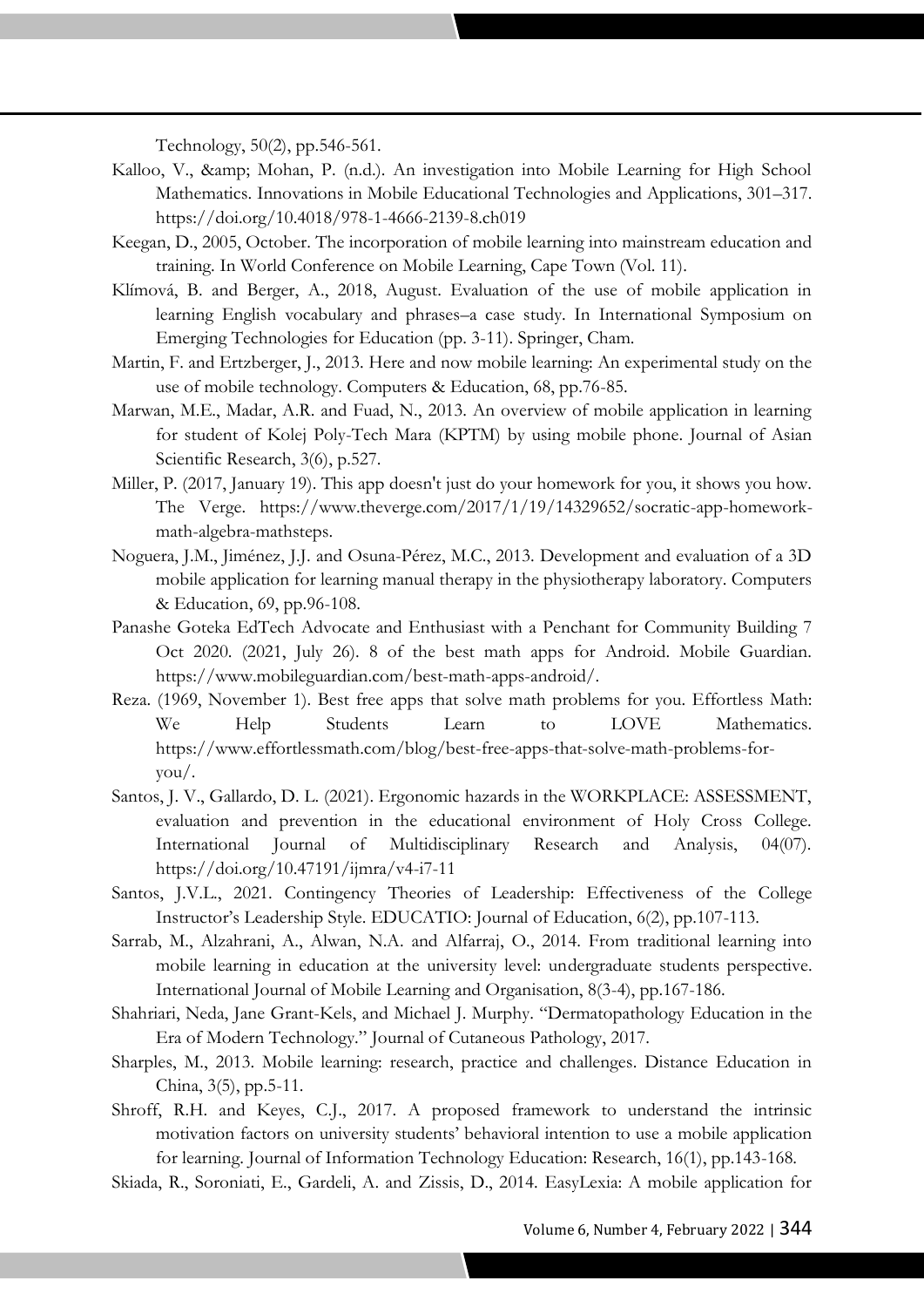Technology, 50(2), pp.546-561.

Kalloo, V., &amp; Mohan, P. (n.d.). An investigation into Mobile Learning for High School Mathematics. Innovations in Mobile Educational Technologies and Applications, 301–317. https://doi.org/10.4018/978-1-4666-2139-8.ch019

Keegan, D., 2005, October. The incorporation of mobile learning into mainstream education and training. In World Conference on Mobile Learning, Cape Town (Vol. 11).

Klímová, B. and Berger, A., 2018, August. Evaluation of the use of mobile application in learning English vocabulary and phrases–a case study. In International Symposium on Emerging Technologies for Education (pp. 3-11). Springer, Cham.

Martin, F. and Ertzberger, J., 2013. Here and now mobile learning: An experimental study on the use of mobile technology. Computers & Education, 68, pp.76-85.

Marwan, M.E., Madar, A.R. and Fuad, N., 2013. An overview of mobile application in learning for student of Kolej Poly-Tech Mara (KPTM) by using mobile phone. Journal of Asian Scientific Research, 3(6), p.527.

Miller, P. (2017, January 19). This app doesn't just do your homework for you, it shows you how. The Verge. https://www.theverge.com/2017/1/19/14329652/socratic-app-homework-math-algebra-mathsteps.

Noguera, J.M., Jiménez, J.J. and Osuna-Pérez, M.C., 2013. Development and evaluation of a 3D mobile application for learning manual therapy in the physiotherapy laboratory. Computers & Education, 69, pp.96-108.

Panashe Goteka EdTech Advocate and Enthusiast with a Penchant for Community Building 7 Oct 2020. (2021, July 26). 8 of the best math apps for Android. Mobile Guardian. https://www.mobileguardian.com/best-math-apps-android/.

Reza. (1969, November 1). Best free apps that solve math problems for you. Effortless Math: We Help Students Learn to LOVE Mathematics. https://www.effortlessmath.com/blog/best-free-apps-that-solve-math-problems-for-you/.

Santos, J. V., Gallardo, D. L. (2021). Ergonomic hazards in the WORKPLACE: ASSESSMENT, evaluation and prevention in the educational environment of Holy Cross College. International Journal of Multidisciplinary Research and Analysis, 04(07). https://doi.org/10.47191/ijmra/v4-i7-11

Santos, J.V.L., 2021. Contingency Theories of Leadership: Effectiveness of the College Instructor's Leadership Style. EDUCATIO: Journal of Education, 6(2), pp.107-113.

Sarrab, M., Alzahrani, A., Alwan, N.A. and Alfarraj, O., 2014. From traditional learning into mobile learning in education at the university level: undergraduate students perspective. International Journal of Mobile Learning and Organisation, 8(3-4), pp.167-186.

Shahriari, Neda, Jane Grant-Kels, and Michael J. Murphy. "Dermatopathology Education in the Era of Modern Technology." Journal of Cutaneous Pathology, 2017.

Sharples, M., 2013. Mobile learning: research, practice and challenges. Distance Education in China, 3(5), pp.5-11.

Shroff, R.H. and Keyes, C.J., 2017. A proposed framework to understand the intrinsic motivation factors on university students' behavioral intention to use a mobile application for learning. Journal of Information Technology Education: Research, 16(1), pp.143-168.

Skiada, R., Soroniati, E., Gardeli, A. and Zissis, D., 2014. EasyLexia: A mobile application for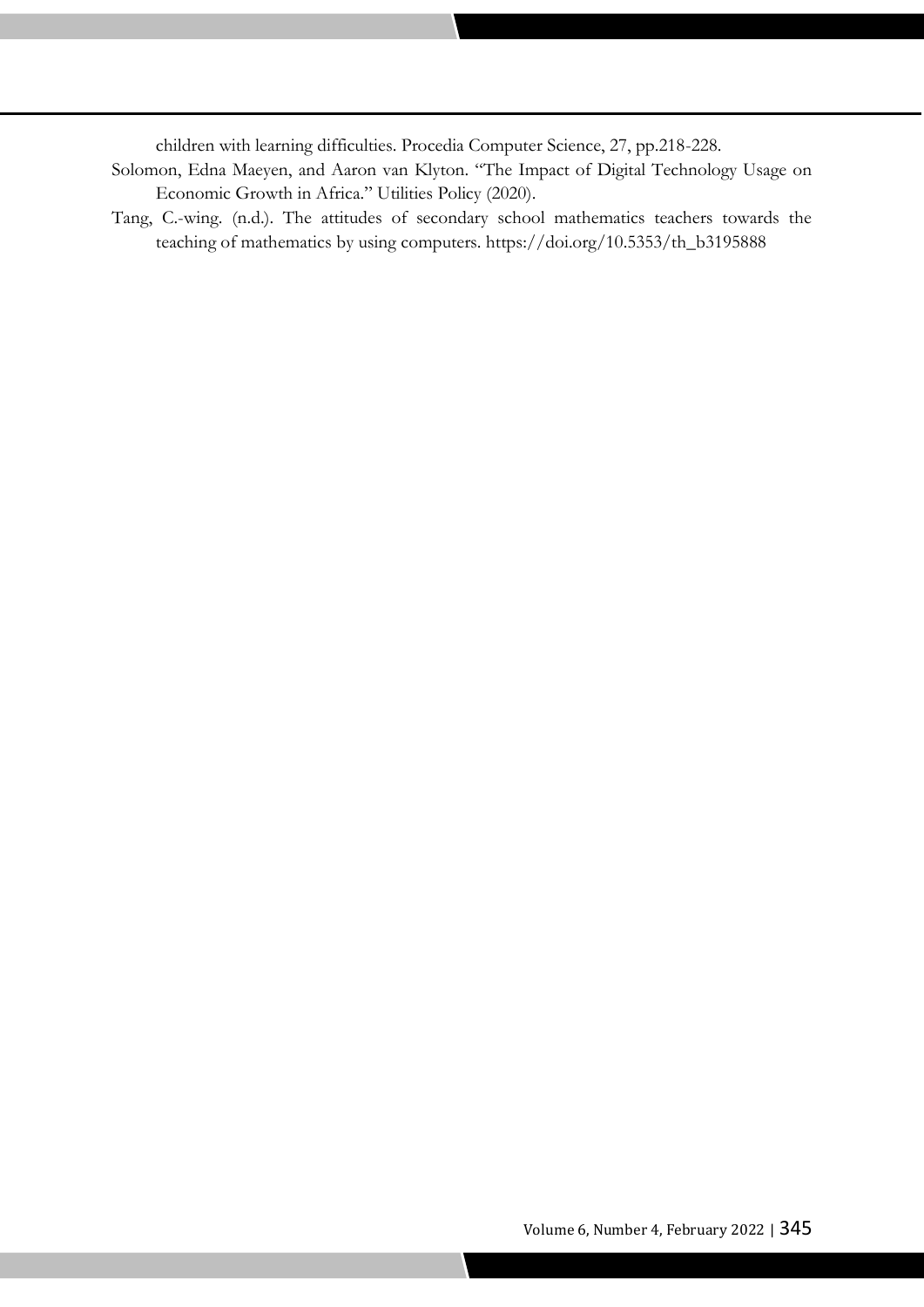children with learning difficulties. Procedia Computer Science, 27, pp.218-228.

Solomon, Edna Maeyen, and Aaron van Klyton. "The Impact of Digital Technology Usage on Economic Growth in Africa." Utilities Policy (2020).

Tang, C.-wing. (n.d.). The attitudes of secondary school mathematics teachers towards the teaching of mathematics by using computers. https://doi.org/10.5353/th_b3195888